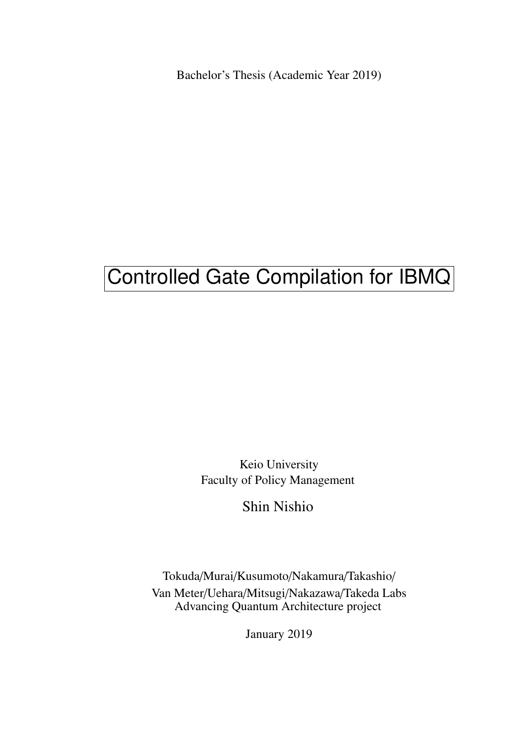Bachelor's Thesis (Academic Year 2019)

# Controlled Gate Compilation for IBMQ

Keio University
Faculty of Policy Management

Shin Nishio

Tokuda/Murai/Kusumoto/Nakamura/Takashio/
Van Meter/Uehara/Mitsugi/Nakazawa/Takeda Labs
Advancing Quantum Architecture project

January 2019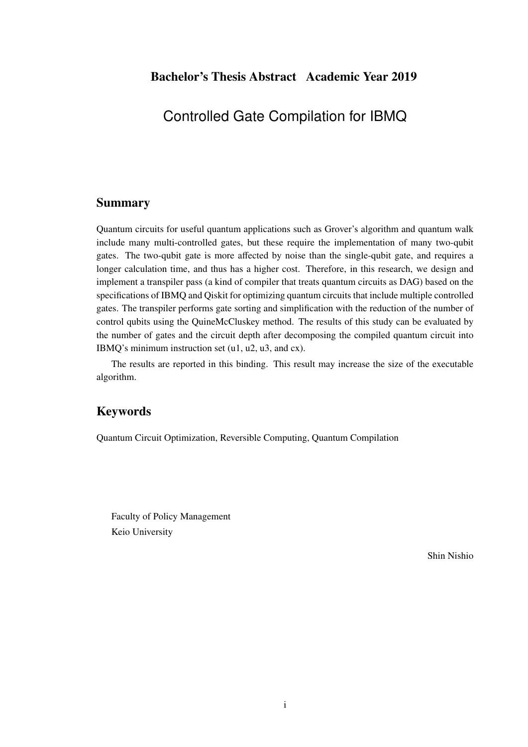**Bachelor's Thesis Abstract Academic Year 2019**

# Controlled Gate Compilation for IBMQ

## Summary

Quantum circuits for useful quantum applications such as Grover's algorithm and quantum walk include many multi-controlled gates, but these require the implementation of many two-qubit gates. The two-qubit gate is more affected by noise than the single-qubit gate, and requires a longer calculation time, and thus has a higher cost. Therefore, in this research, we design and implement a transpiler pass (a kind of compiler that treats quantum circuits as DAG) based on the specifications of IBMQ and Qiskit for optimizing quantum circuits that include multiple controlled gates. The transpiler performs gate sorting and simplification with the reduction of the number of control qubits using the QuineMcCluskey method. The results of this study can be evaluated by the number of gates and the circuit depth after decomposing the compiled quantum circuit into IBMQ's minimum instruction set (u1, u2, u3, and cx).

The results are reported in this binding. This result may increase the size of the executable algorithm.

## Keywords

Quantum Circuit Optimization, Reversible Computing, Quantum Compilation

Faculty of Policy Management
Keio University

Shin Nishio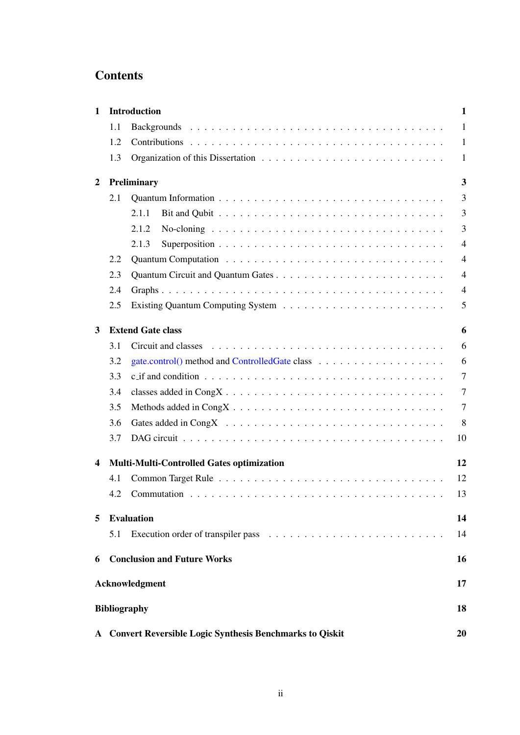# Contents

- **1 Introduction** — **1**
  - 1.1 Backgrounds — 1
  - 1.2 Contributions — 1
  - 1.3 Organization of this Dissertation — 1
- **2 Preliminary** — **3**
  - 2.1 Quantum Information — 3
    - 2.1.1 Bit and Qubit — 3
    - 2.1.2 No-cloning — 3
    - 2.1.3 Superposition — 4
  - 2.2 Quantum Computation — 4
  - 2.3 Quantum Circuit and Quantum Gates — 4
  - 2.4 Graphs — 4
  - 2.5 Existing Quantum Computing System — 5
- **3 Extend Gate class** — **6**
  - 3.1 Circuit and classes — 6
  - 3.2 gate.control() method and ControlledGate class — 6
  - 3.3 c_if and condition — 7
  - 3.4 classes added in CongX — 7
  - 3.5 Methods added in CongX — 7
  - 3.6 Gates added in CongX — 8
  - 3.7 DAG circuit — 10
- **4 Multi-Multi-Controlled Gates optimization** — **12**
  - 4.1 Common Target Rule — 12
  - 4.2 Commutation — 13
- **5 Evaluation** — **14**
  - 5.1 Execution order of transpiler pass — 14
- **6 Conclusion and Future Works** — **16**
- **Acknowledgment** — **17**
- **Bibliography** — **18**
- **A Convert Reversible Logic Synthesis Benchmarks to Qiskit** — **20**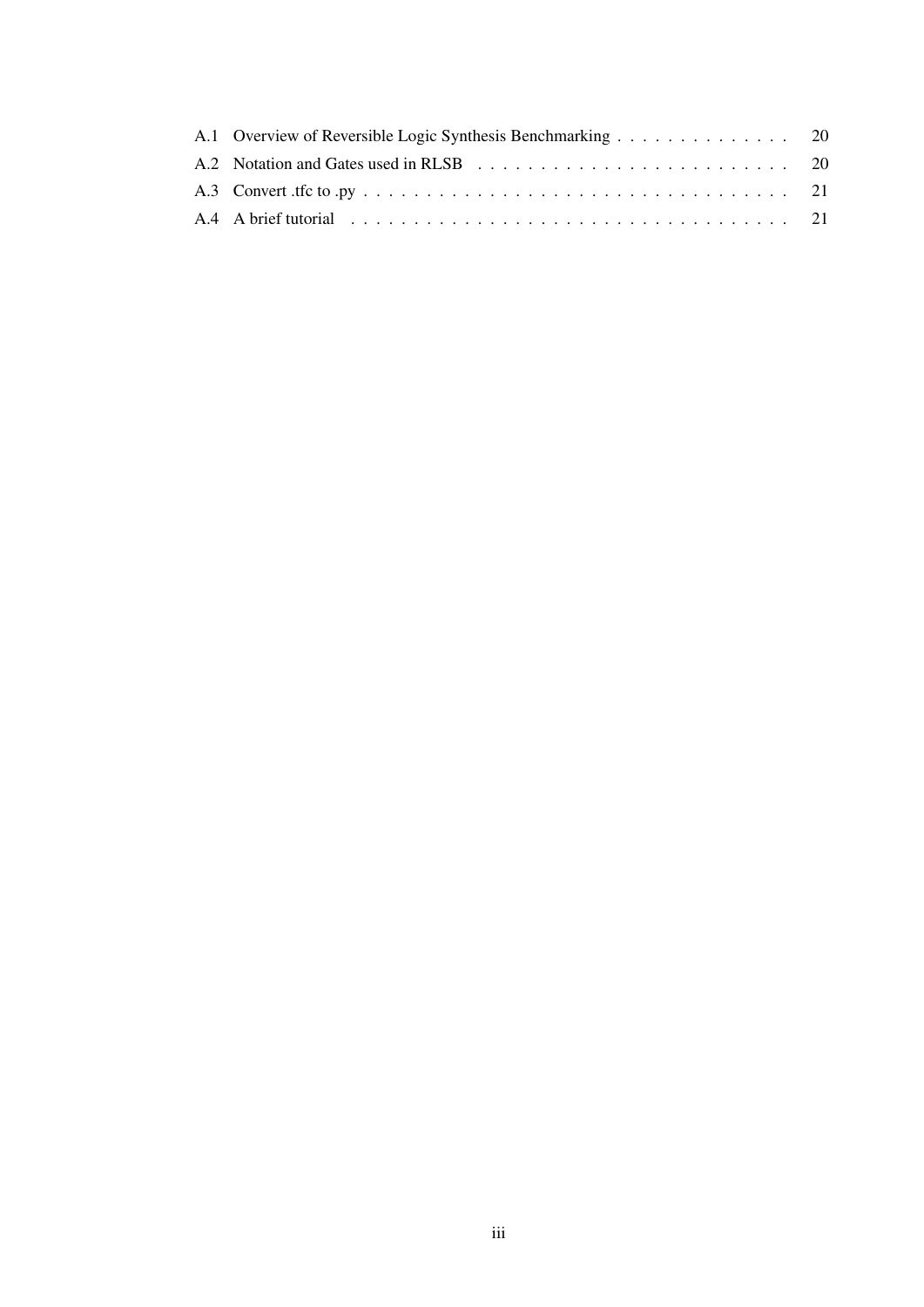A.1 Overview of Reversible Logic Synthesis Benchmarking . . . . . . . . . . . . . . 20
A.2 Notation and Gates used in RLSB . . . . . . . . . . . . . . . . . . . . . . . . . 20
A.3 Convert .tfc to .py . . . . . . . . . . . . . . . . . . . . . . . . . . . . . . . . . . 21
A.4 A brief tutorial . . . . . . . . . . . . . . . . . . . . . . . . . . . . . . . . . . . 21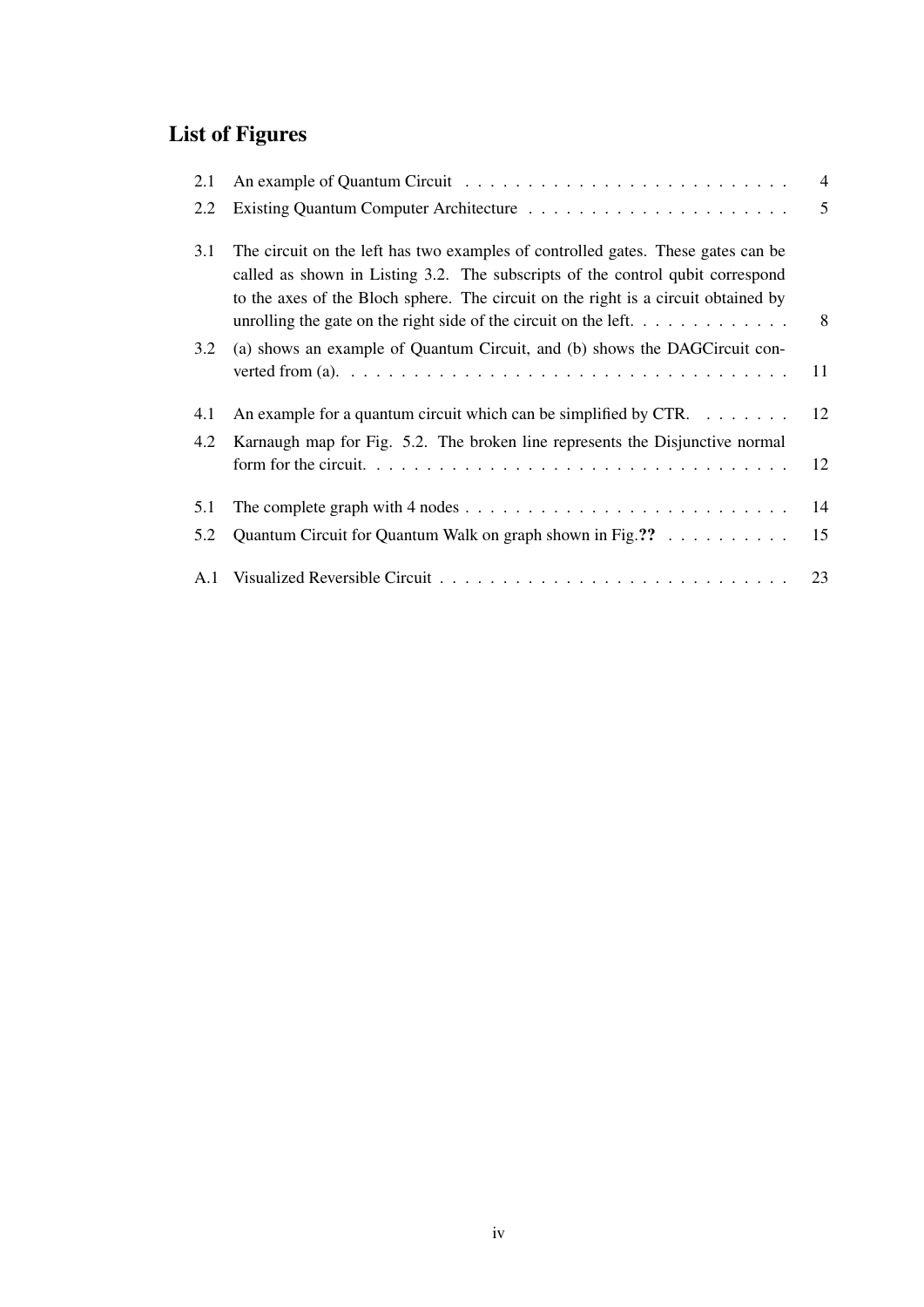# List of Figures

- 2.1 An example of Quantum Circuit . . . . . . . . . . . . . . . . . . . . . . . . . . 4
- 2.2 Existing Quantum Computer Architecture . . . . . . . . . . . . . . . . . . . . . 5
- 3.1 The circuit on the left has two examples of controlled gates. These gates can be called as shown in Listing 3.2. The subscripts of the control qubit correspond to the axes of the Bloch sphere. The circuit on the right is a circuit obtained by unrolling the gate on the right side of the circuit on the left. . . . . . . . . . . . . 8
- 3.2 (a) shows an example of Quantum Circuit, and (b) shows the DAGCircuit converted from (a). . . . . . . . . . . . . . . . . . . . . . . . . . . . . . . . . . . 11
- 4.1 An example for a quantum circuit which can be simplified by CTR. . . . . . . . 12
- 4.2 Karnaugh map for Fig. 5.2. The broken line represents the Disjunctive normal form for the circuit. . . . . . . . . . . . . . . . . . . . . . . . . . . . . . . . . 12
- 5.1 The complete graph with 4 nodes . . . . . . . . . . . . . . . . . . . . . . . . . . 14
- 5.2 Quantum Circuit for Quantum Walk on graph shown in Fig.**??** . . . . . . . . . . 15
- A.1 Visualized Reversible Circuit . . . . . . . . . . . . . . . . . . . . . . . . . . . . 23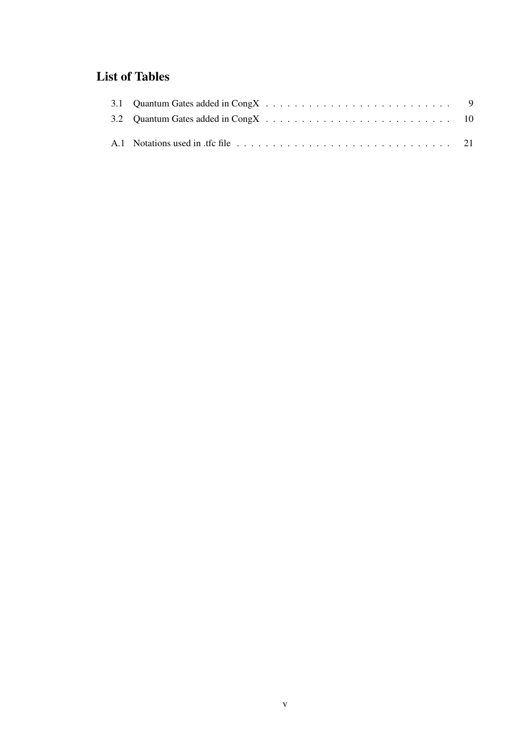## List of Tables

3.1 Quantum Gates added in CongX . . . . . . . . . . . . . . . . . . . . . . . . . . 9

3.2 Quantum Gates added in CongX . . . . . . . . . . . . . . . . . . . . . . . . . . 10

A.1 Notations used in .tfc file . . . . . . . . . . . . . . . . . . . . . . . . . . . . . . 21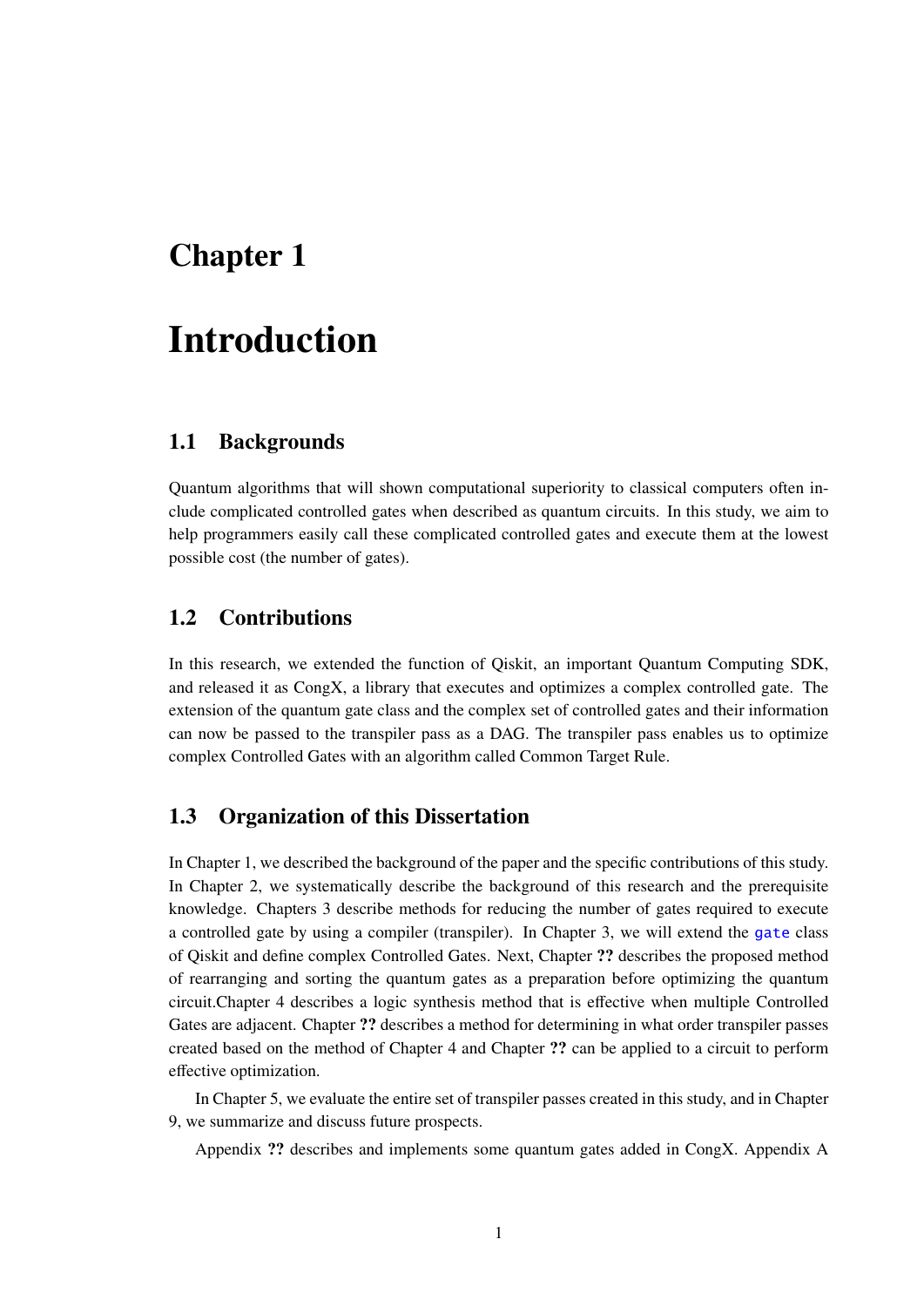# Chapter 1

# Introduction

## 1.1 Backgrounds

Quantum algorithms that will shown computational superiority to classical computers often include complicated controlled gates when described as quantum circuits. In this study, we aim to help programmers easily call these complicated controlled gates and execute them at the lowest possible cost (the number of gates).

## 1.2 Contributions

In this research, we extended the function of Qiskit, an important Quantum Computing SDK, and released it as CongX, a library that executes and optimizes a complex controlled gate. The extension of the quantum gate class and the complex set of controlled gates and their information can now be passed to the transpiler pass as a DAG. The transpiler pass enables us to optimize complex Controlled Gates with an algorithm called Common Target Rule.

## 1.3 Organization of this Dissertation

In Chapter 1, we described the background of the paper and the specific contributions of this study. In Chapter 2, we systematically describe the background of this research and the prerequisite knowledge. Chapters 3 describe methods for reducing the number of gates required to execute a controlled gate by using a compiler (transpiler). In Chapter 3, we will extend the `gate` class of Qiskit and define complex Controlled Gates. Next, Chapter **??** describes the proposed method of rearranging and sorting the quantum gates as a preparation before optimizing the quantum circuit.Chapter 4 describes a logic synthesis method that is effective when multiple Controlled Gates are adjacent. Chapter **??** describes a method for determining in what order transpiler passes created based on the method of Chapter 4 and Chapter **??** can be applied to a circuit to perform effective optimization.

In Chapter 5, we evaluate the entire set of transpiler passes created in this study, and in Chapter 9, we summarize and discuss future prospects.

Appendix **??** describes and implements some quantum gates added in CongX. Appendix A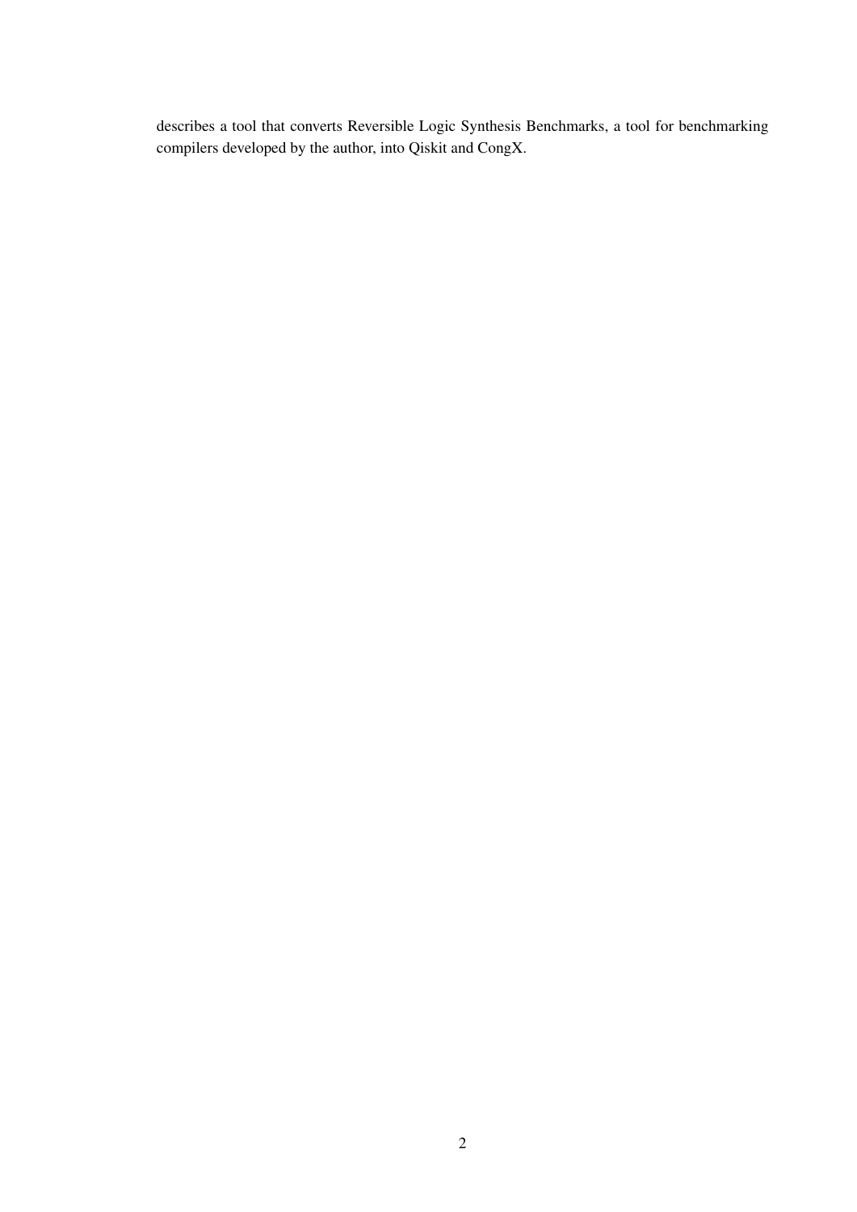describes a tool that converts Reversible Logic Synthesis Benchmarks, a tool for benchmarking compilers developed by the author, into Qiskit and CongX.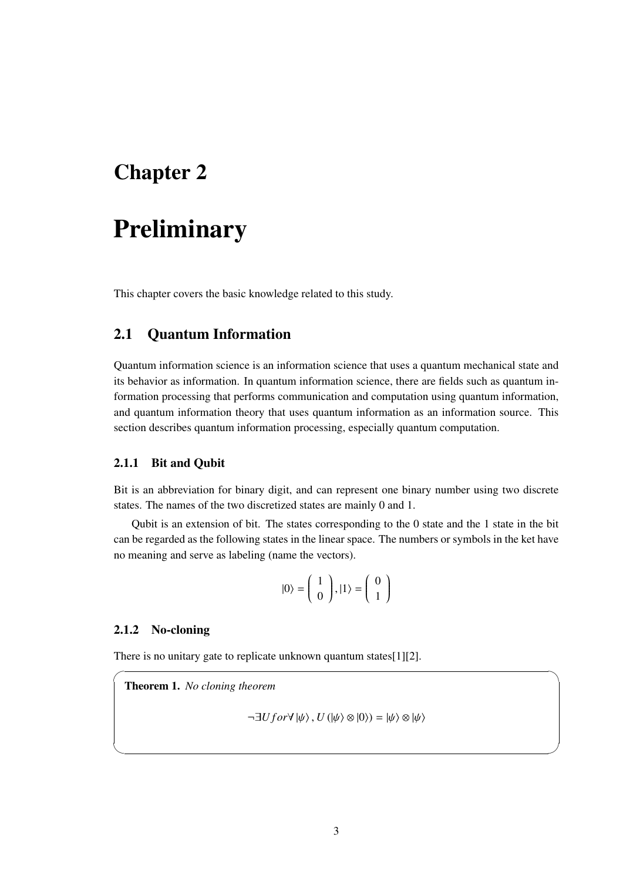# Chapter 2

# Preliminary

This chapter covers the basic knowledge related to this study.

## 2.1 Quantum Information

Quantum information science is an information science that uses a quantum mechanical state and its behavior as information. In quantum information science, there are fields such as quantum information processing that performs communication and computation using quantum information, and quantum information theory that uses quantum information as an information source. This section describes quantum information processing, especially quantum computation.

### 2.1.1 Bit and Qubit

Bit is an abbreviation for binary digit, and can represent one binary number using two discrete states. The names of the two discretized states are mainly 0 and 1.

Qubit is an extension of bit. The states corresponding to the 0 state and the 1 state in the bit can be regarded as the following states in the linear space. The numbers or symbols in the ket have no meaning and serve as labeling (name the vectors).

$$|0\rangle = \begin{pmatrix} 1 \\ 0 \end{pmatrix}, |1\rangle = \begin{pmatrix} 0 \\ 1 \end{pmatrix}$$

### 2.1.2 No-cloning

There is no unitary gate to replicate unknown quantum states[1][2].

**Theorem 1.** *No cloning theorem*

$$\neg\exists U for \forall |\psi\rangle, U(|\psi\rangle \otimes |0\rangle) = |\psi\rangle \otimes |\psi\rangle$$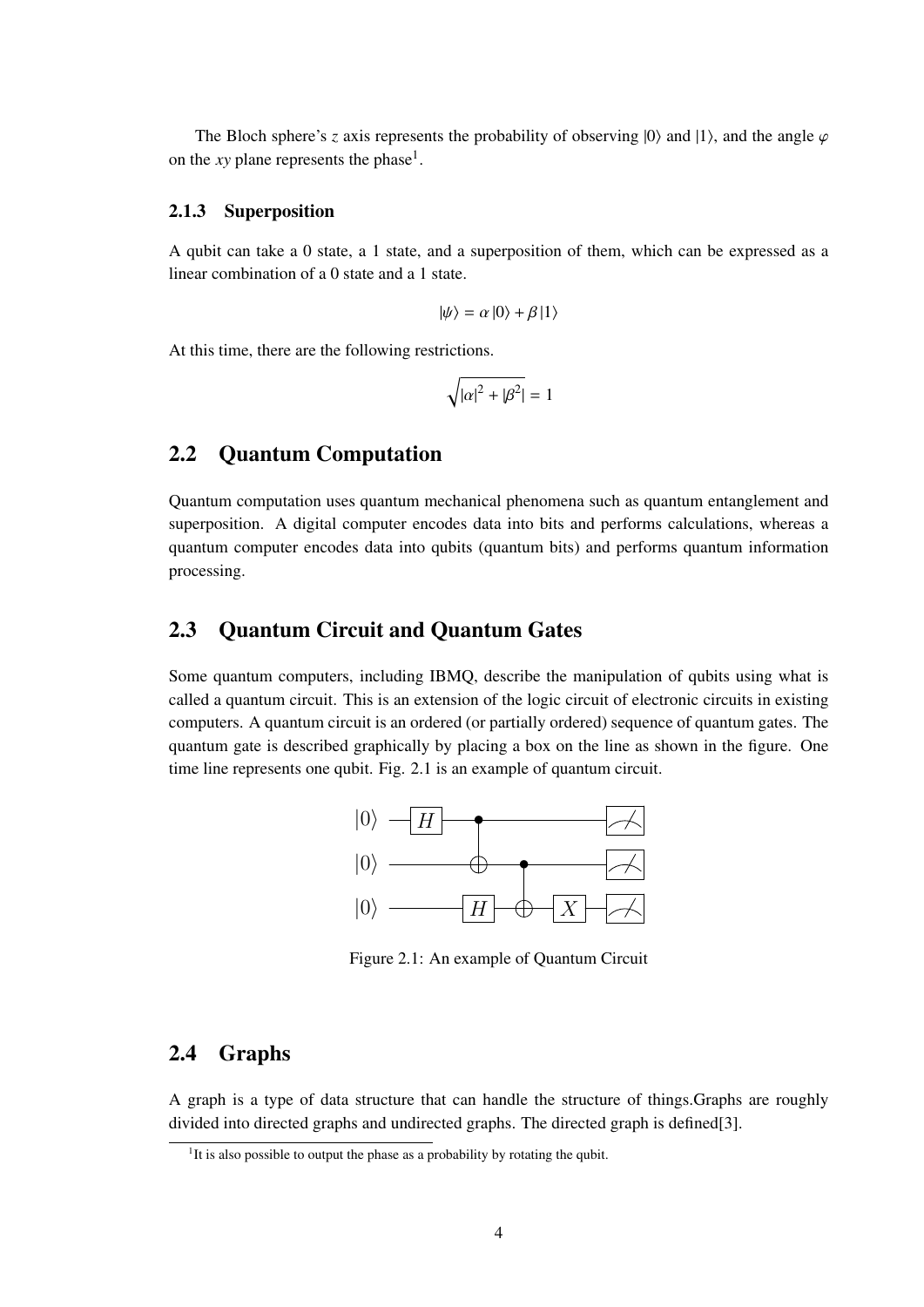The Bloch sphere's $z$ axis represents the probability of observing $|0\rangle$ and $|1\rangle$, and the angle $\varphi$ on the $xy$ plane represents the phase[1].

### 2.1.3 Superposition

A qubit can take a 0 state, a 1 state, and a superposition of them, which can be expressed as a linear combination of a 0 state and a 1 state.

$$|\psi\rangle = \alpha |0\rangle + \beta |1\rangle$$

At this time, there are the following restrictions.

$$\sqrt{|\alpha|^2 + |\beta^2|} = 1$$

## 2.2 Quantum Computation

Quantum computation uses quantum mechanical phenomena such as quantum entanglement and superposition. A digital computer encodes data into bits and performs calculations, whereas a quantum computer encodes data into qubits (quantum bits) and performs quantum information processing.

## 2.3 Quantum Circuit and Quantum Gates

Some quantum computers, including IBMQ, describe the manipulation of qubits using what is called a quantum circuit. This is an extension of the logic circuit of electronic circuits in existing computers. A quantum circuit is an ordered (or partially ordered) sequence of quantum gates. The quantum gate is described graphically by placing a box on the line as shown in the figure. One time line represents one qubit. Fig. 2.1 is an example of quantum circuit.

Figure 2.1: An example of Quantum Circuit

## 2.4 Graphs

A graph is a type of data structure that can handle the structure of things.Graphs are roughly divided into directed graphs and undirected graphs. The directed graph is defined[3].

[1]It is also possible to output the phase as a probability by rotating the qubit.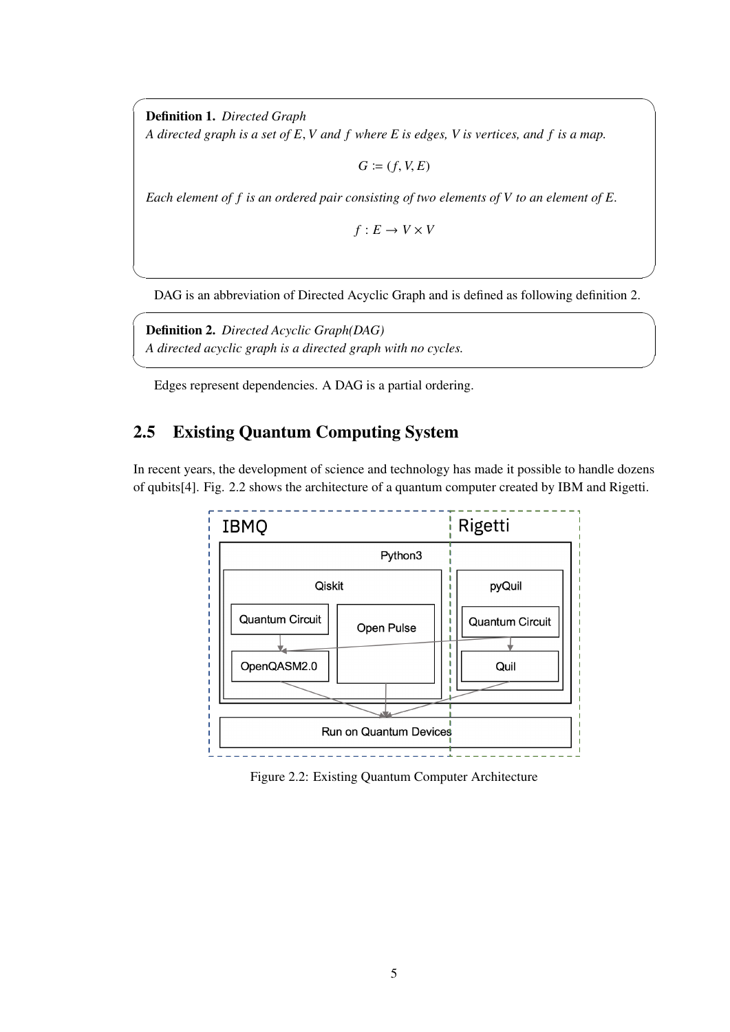**Definition 1.** *Directed Graph*
*A directed graph is a set of $E, V$ and $f$ where $E$ is edges, $V$ is vertices, and $f$ is a map.*

$$G := (f, V, E)$$

*Each element of $f$ is an ordered pair consisting of two elements of $V$ to an element of $E$.*

$$f : E \to V \times V$$

DAG is an abbreviation of Directed Acyclic Graph and is defined as following definition 2.

**Definition 2.** *Directed Acyclic Graph(DAG)*
*A directed acyclic graph is a directed graph with no cycles.*

Edges represent dependencies. A DAG is a partial ordering.

## 2.5 Existing Quantum Computing System

In recent years, the development of science and technology has made it possible to handle dozens of qubits[4]. Fig. 2.2 shows the architecture of a quantum computer created by IBM and Rigetti.

IBMQ | Rigetti

Python3

Qiskit: Quantum Circuit → OpenQASM2.0; Open Pulse

pyQuil: Quantum Circuit → Quil

Run on Quantum Devices

Figure 2.2: Existing Quantum Computer Architecture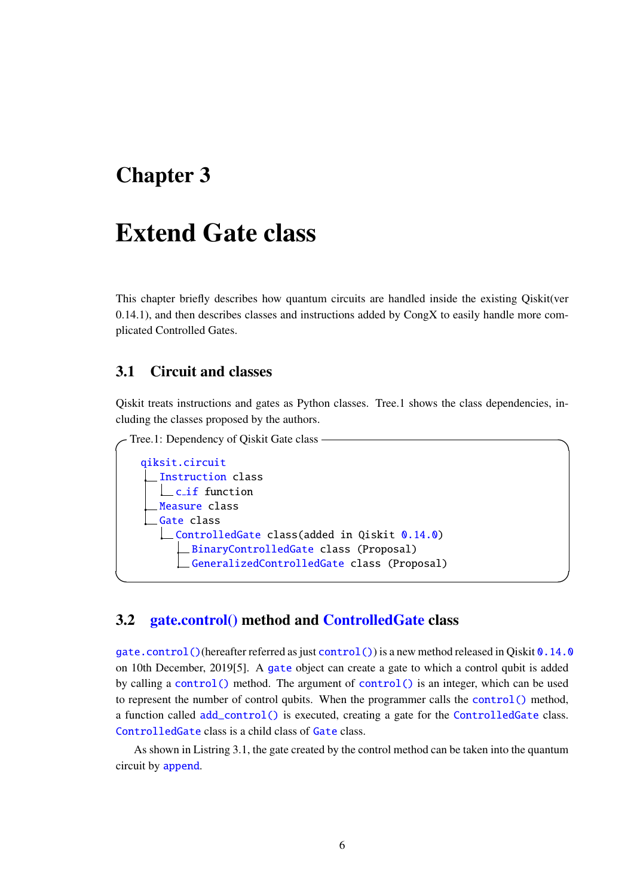# Chapter 3

# Extend Gate class

This chapter briefly describes how quantum circuits are handled inside the existing Qiskit(ver 0.14.1), and then describes classes and instructions added by CongX to easily handle more complicated Controlled Gates.

## 3.1 Circuit and classes

Qiskit treats instructions and gates as Python classes. Tree.1 shows the class dependencies, including the classes proposed by the authors.

Tree.1: Dependency of Qiskit Gate class

```
qiksit.circuit
├── Instruction class
│   └── c_if function
├── Measure class
└── Gate class
    └── ControlledGate class(added in Qiskit 0.14.0)
        ├── BinaryControlledGate class (Proposal)
        └── GeneralizedControlledGate class (Proposal)
```

## 3.2 gate.control() method and ControlledGate class

`gate.control()` (hereafter referred as just `control()`) is a new method released in Qiskit `0.14.0` on 10th December, 2019[5]. A `gate` object can create a gate to which a control qubit is added by calling a `control()` method. The argument of `control()` is an integer, which can be used to represent the number of control qubits. When the programmer calls the `control()` method, a function called `add_control()` is executed, creating a gate for the `ControlledGate` class. `ControlledGate` class is a child class of `Gate` class.

As shown in Listring 3.1, the gate created by the control method can be taken into the quantum circuit by `append`.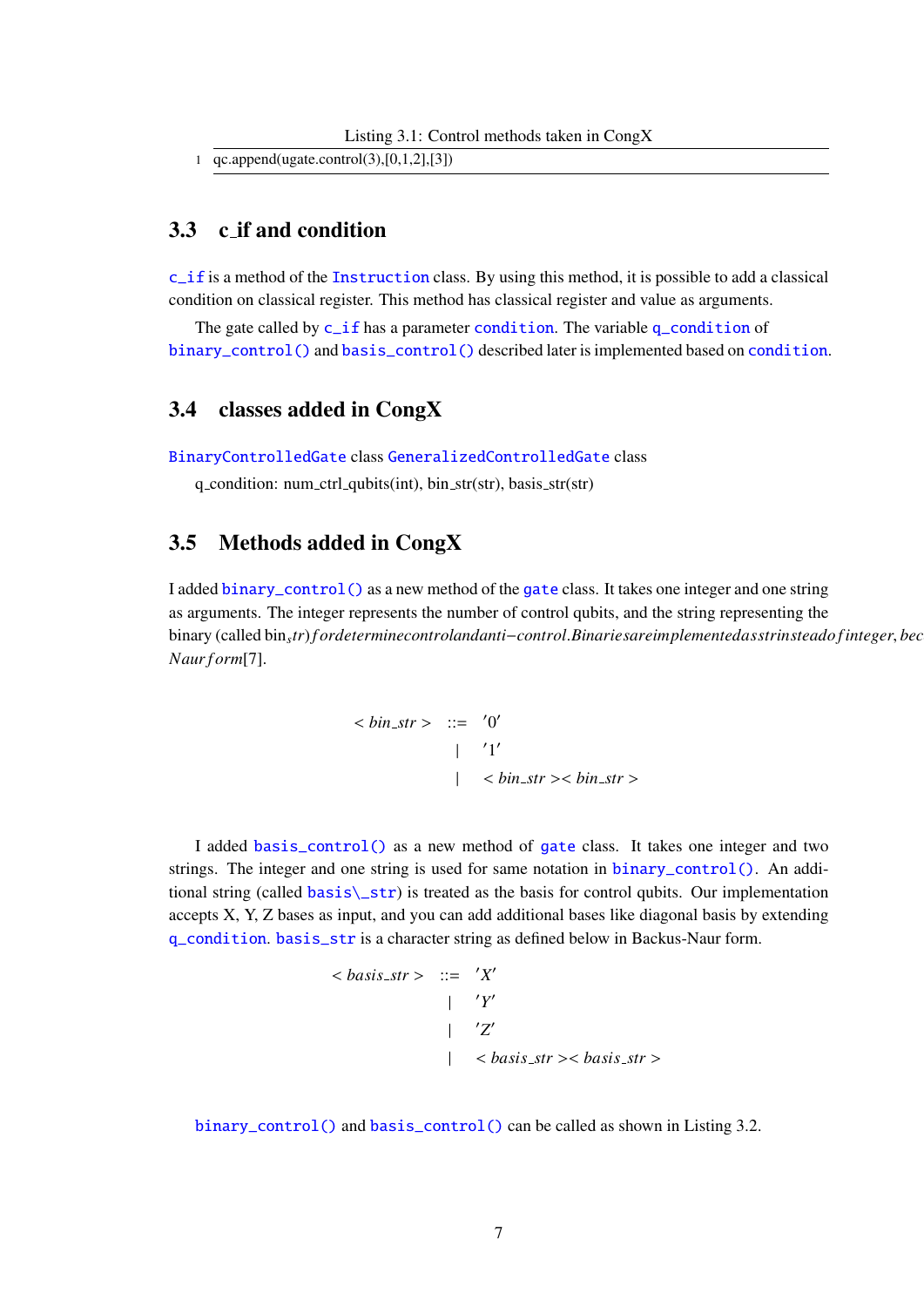Listing 3.1: Control methods taken in CongX

```
1  qc.append(ugate.control(3),[0,1,2],[3])
```

## 3.3 c_if and condition

c_if is a method of the Instruction class. By using this method, it is possible to add a classical condition on classical register. This method has classical register and value as arguments.

The gate called by c_if has a parameter condition. The variable q_condition of binary_control() and basis_control() described later is implemented based on condition.

## 3.4 classes added in CongX

BinaryControlledGate class GeneralizedControlledGate class

q_condition: num_ctrl_qubits(int), bin_str(str), basis_str(str)

## 3.5 Methods added in CongX

I added binary_control() as a new method of the gate class. It takes one integer and one string as arguments. The integer represents the number of control qubits, and the string representing the binary (called bin$_str)fordeterminecontrolandanti-control.Binariesareimplementedasstrinsteadofinteger,bec$
*Naurform*[7].

$$
\begin{aligned}
< bin\_str > \quad ::= \quad & '0' \\
| \quad & '1' \\
| \quad & < bin\_str >< bin\_str >
\end{aligned}
$$

I added basis_control() as a new method of gate class. It takes one integer and two strings. The integer and one string is used for same notation in binary_control(). An additional string (called basis\_str) is treated as the basis for control qubits. Our implementation accepts X, Y, Z bases as input, and you can add additional bases like diagonal basis by extending q_condition. basis_str is a character string as defined below in Backus-Naur form.

$$
\begin{aligned}
< basis\_str > \quad ::= \quad & 'X' \\
| \quad & 'Y' \\
| \quad & 'Z' \\
| \quad & < basis\_str >< basis\_str >
\end{aligned}
$$

binary_control() and basis_control() can be called as shown in Listing 3.2.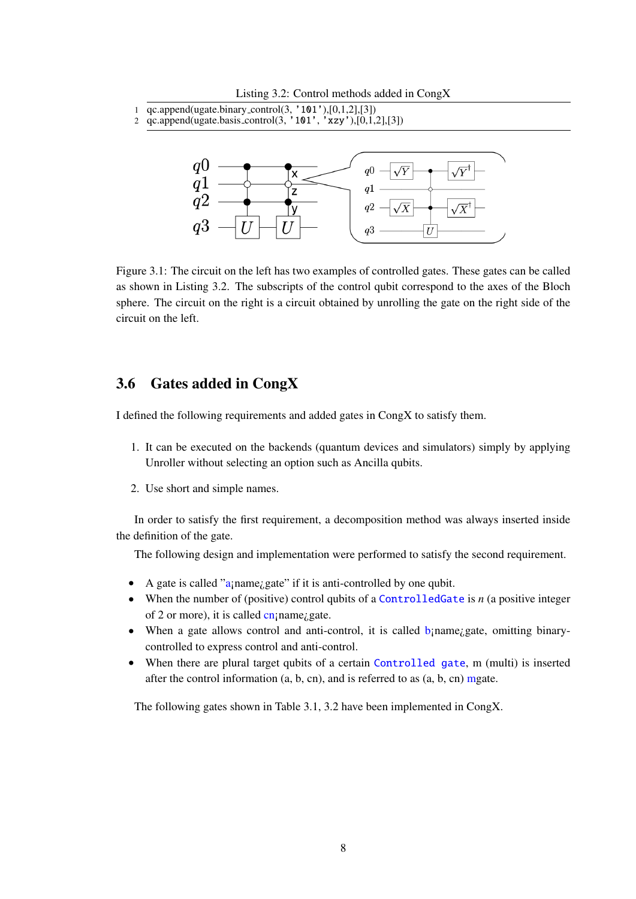Listing 3.2: Control methods added in CongX

```
qc.append(ugate.binary_control(3, '101'),[0,1,2],[3])
qc.append(ugate.basis_control(3, '101', 'xzy'),[0,1,2],[3])
```

Figure 3.1: The circuit on the left has two examples of controlled gates. These gates can be called as shown in Listing 3.2. The subscripts of the control qubit correspond to the axes of the Bloch sphere. The circuit on the right is a circuit obtained by unrolling the gate on the right side of the circuit on the left.

## 3.6 Gates added in CongX

I defined the following requirements and added gates in CongX to satisfy them.

1. It can be executed on the backends (quantum devices and simulators) simply by applying Unroller without selecting an option such as Ancilla qubits.
2. Use short and simple names.

In order to satisfy the first requirement, a decomposition method was always inserted inside the definition of the gate.

The following design and implementation were performed to satisfy the second requirement.

- A gate is called "a¡name¿gate" if it is anti-controlled by one qubit.
- When the number of (positive) control qubits of a `ControlledGate` is $n$ (a positive integer of 2 or more), it is called cn¡name¿gate.
- When a gate allows control and anti-control, it is called b¡name¿gate, omitting binary-controlled to express control and anti-control.
- When there are plural target qubits of a certain `Controlled gate`, m (multi) is inserted after the control information (a, b, cn), and is referred to as (a, b, cn) mgate.

The following gates shown in Table 3.1, 3.2 have been implemented in CongX.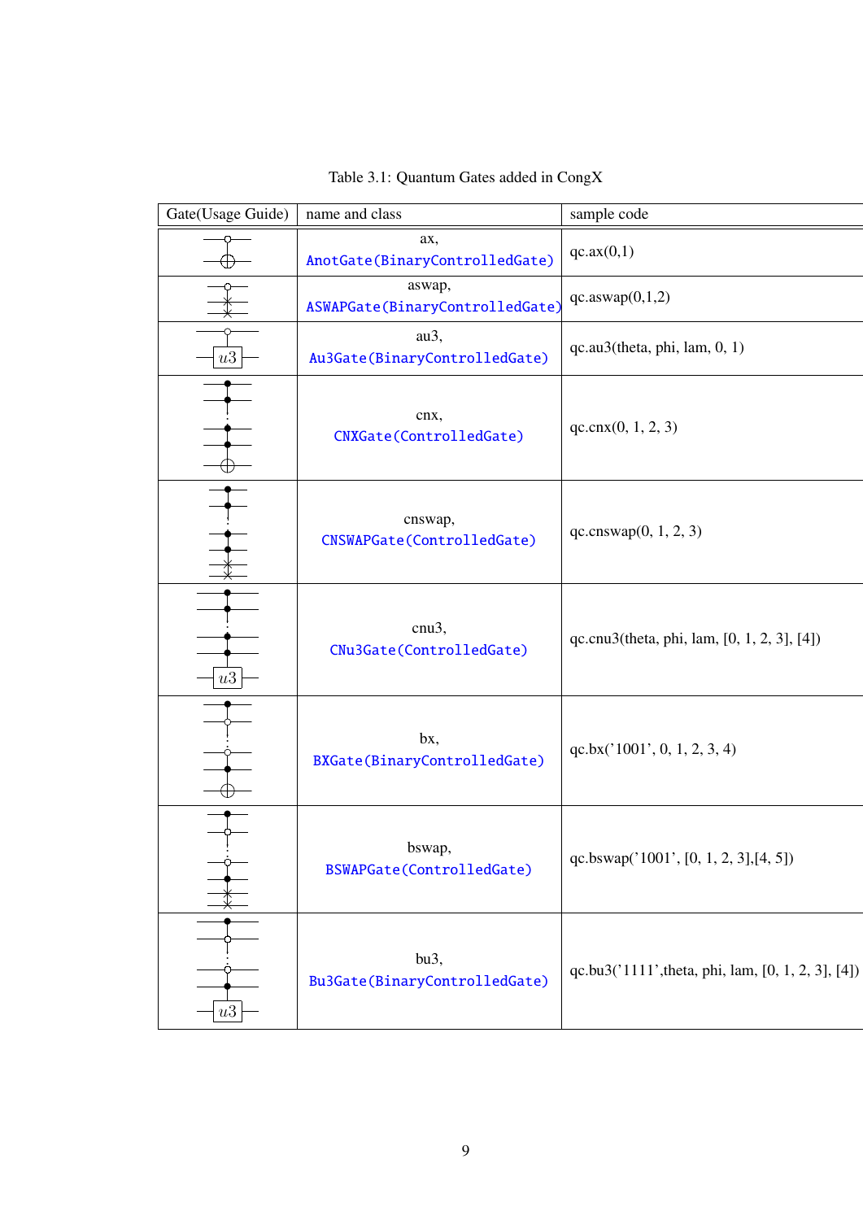Table 3.1: Quantum Gates added in CongX

| Gate(Usage Guide) | name and class | sample code |
|---|---|---|
| | ax, AnotGate(BinaryControlledGate) | qc.ax(0,1) |
| | aswap, ASWAPGate(BinaryControlledGate) | qc.aswap(0,1,2) |
| $u3$ | au3, Au3Gate(BinaryControlledGate) | qc.au3(theta, phi, lam, 0, 1) |
| | cnx, CNXGate(ControlledGate) | qc.cnx(0, 1, 2, 3) |
| | cnswap, CNSWAPGate(ControlledGate) | qc.cnswap(0, 1, 2, 3) |
| $u3$ | cnu3, CNu3Gate(ControlledGate) | qc.cnu3(theta, phi, lam, [0, 1, 2, 3], [4]) |
| | bx, BXGate(BinaryControlledGate) | qc.bx('1001', 0, 1, 2, 3, 4) |
| | bswap, BSWAPGate(ControlledGate) | qc.bswap('1001', [0, 1, 2, 3],[4, 5]) |
| $u3$ | bu3, Bu3Gate(BinaryControlledGate) | qc.bu3('1111',theta, phi, lam, [0, 1, 2, 3], [4]) |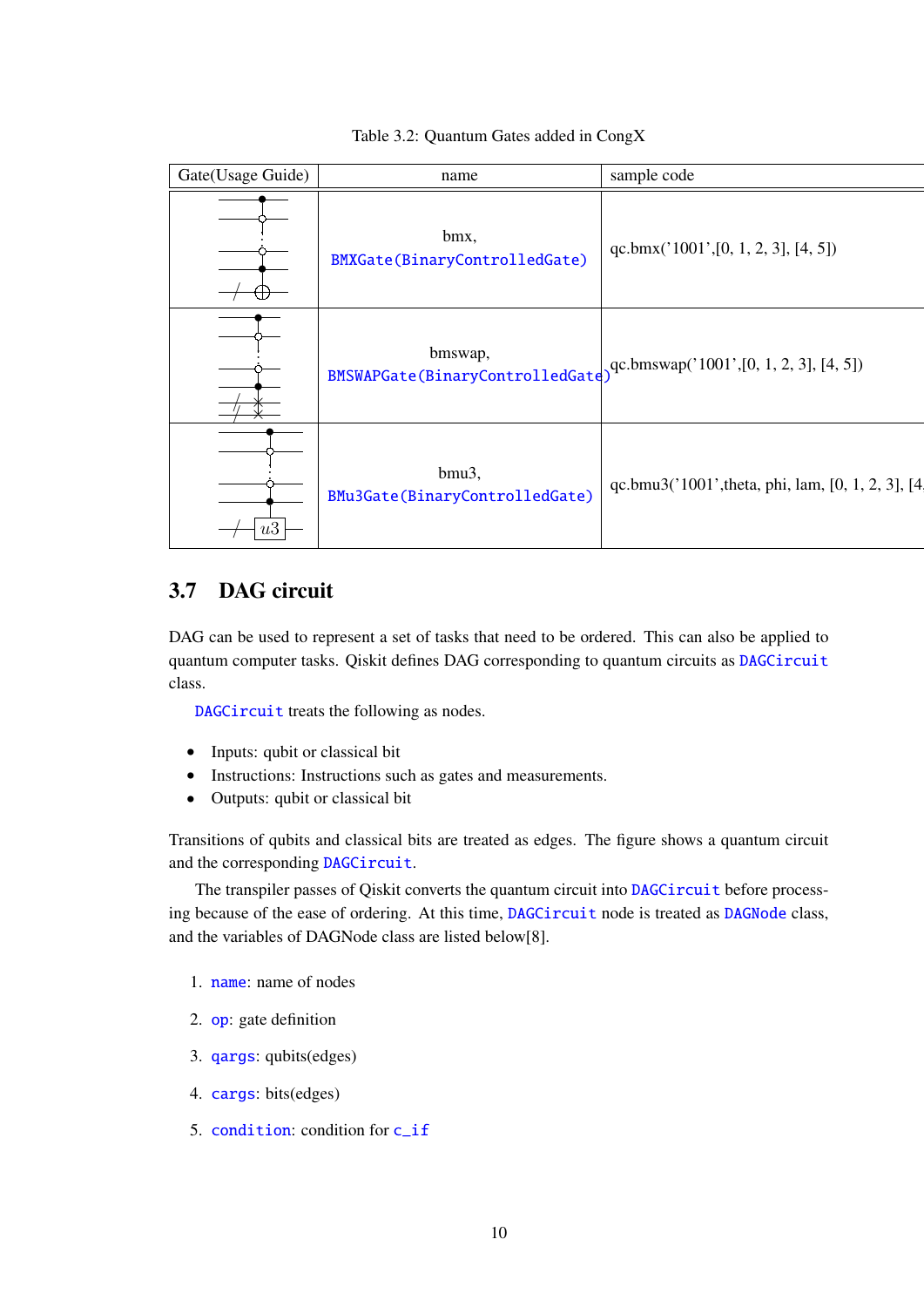Table 3.2: Quantum Gates added in CongX

| Gate(Usage Guide) | name | sample code |
|---|---|---|
| | bmx, `BMXGate(BinaryControlledGate)` | qc.bmx('1001',[0, 1, 2, 3], [4, 5]) |
| | bmswap, `BMSWAPGate(BinaryControlledGate)` | qc.bmswap('1001',[0, 1, 2, 3], [4, 5]) |
| | bmu3, `BMu3Gate(BinaryControlledGate)` | qc.bmu3('1001',theta, phi, lam, [0, 1, 2, 3], [4 |

## 3.7 DAG circuit

DAG can be used to represent a set of tasks that need to be ordered. This can also be applied to quantum computer tasks. Qiskit defines DAG corresponding to quantum circuits as `DAGCircuit` class.

`DAGCircuit` treats the following as nodes.

- Inputs: qubit or classical bit
- Instructions: Instructions such as gates and measurements.
- Outputs: qubit or classical bit

Transitions of qubits and classical bits are treated as edges. The figure shows a quantum circuit and the corresponding `DAGCircuit`.

The transpiler passes of Qiskit converts the quantum circuit into `DAGCircuit` before processing because of the ease of ordering. At this time, `DAGCircuit` node is treated as `DAGNode` class, and the variables of DAGNode class are listed below[8].

1. `name`: name of nodes
2. `op`: gate definition
3. `qargs`: qubits(edges)
4. `cargs`: bits(edges)
5. `condition`: condition for `c_if`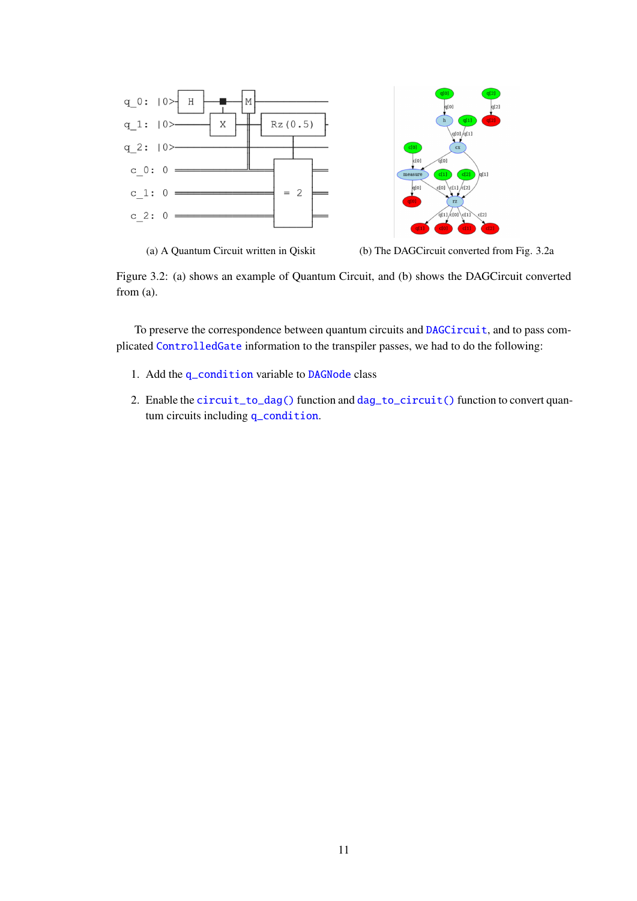(a) A Quantum Circuit written in Qiskit

(b) The DAGCircuit converted from Fig. 3.2a

Figure 3.2: (a) shows an example of Quantum Circuit, and (b) shows the DAGCircuit converted from (a).

To preserve the correspondence between quantum circuits and `DAGCircuit`, and to pass complicated `ControlledGate` information to the transpiler passes, we had to do the following:

1. Add the `q_condition` variable to `DAGNode` class
2. Enable the `circuit_to_dag()` function and `dag_to_circuit()` function to convert quantum circuits including `q_condition`.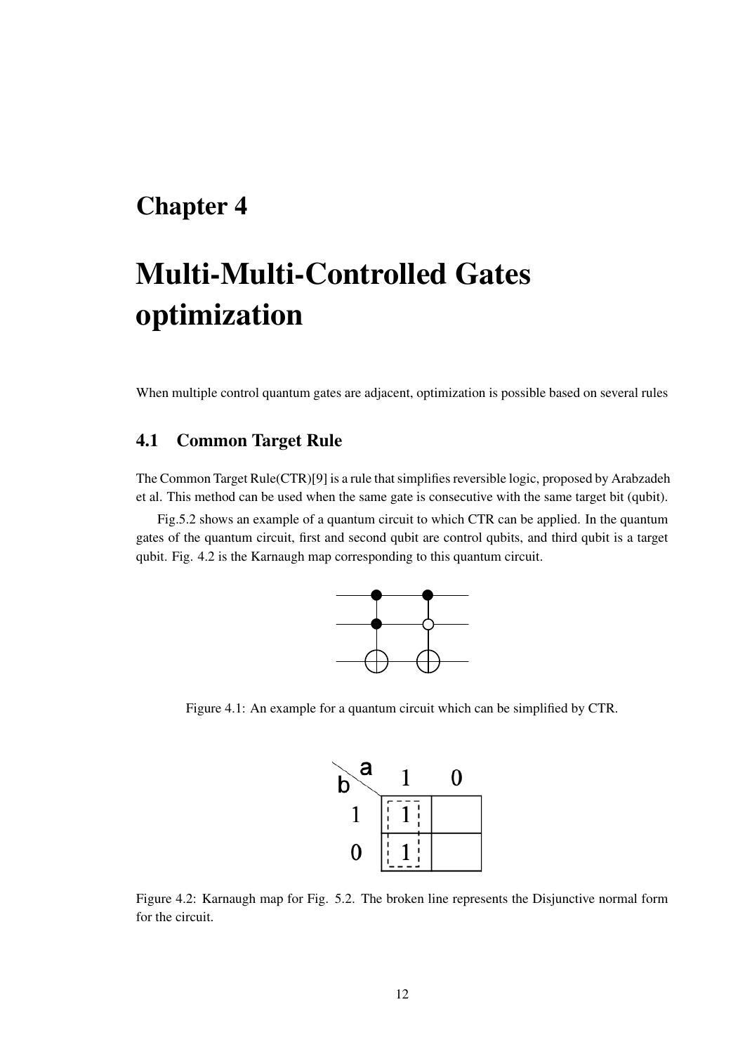# Chapter 4

# Multi-Multi-Controlled Gates optimization

When multiple control quantum gates are adjacent, optimization is possible based on several rules

## 4.1 Common Target Rule

The Common Target Rule(CTR)[9] is a rule that simplifies reversible logic, proposed by Arabzadeh et al. This method can be used when the same gate is consecutive with the same target bit (qubit).

Fig.5.2 shows an example of a quantum circuit to which CTR can be applied. In the quantum gates of the quantum circuit, first and second qubit are control qubits, and third qubit is a target qubit. Fig. 4.2 is the Karnaugh map corresponding to this quantum circuit.

Figure 4.1: An example for a quantum circuit which can be simplified by CTR.

| b \ a | 1 | 0 |
|---|---|---|
| 1 | 1 | |
| 0 | 1 | |

Figure 4.2: Karnaugh map for Fig. 5.2. The broken line represents the Disjunctive normal form for the circuit.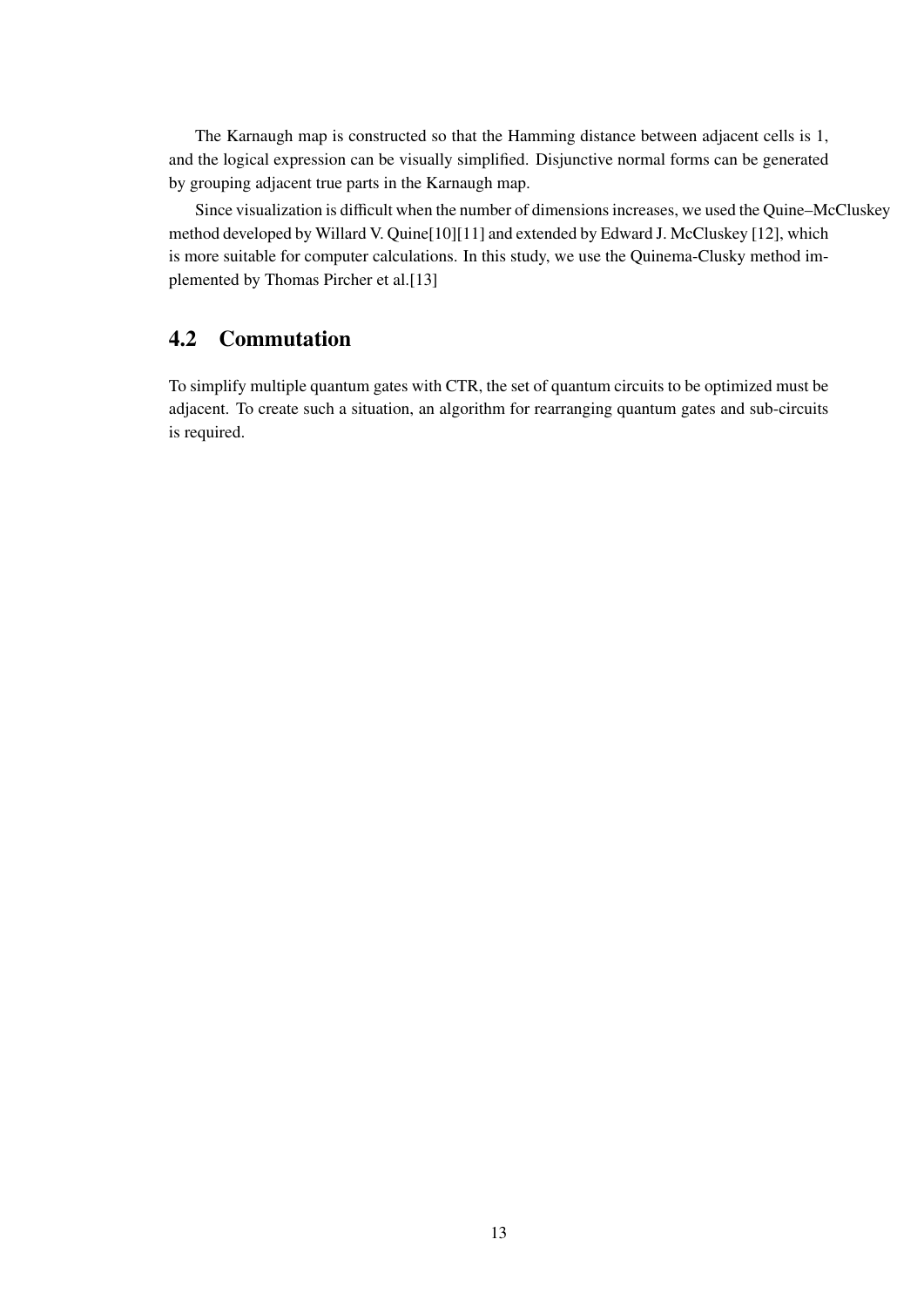The Karnaugh map is constructed so that the Hamming distance between adjacent cells is 1, and the logical expression can be visually simplified. Disjunctive normal forms can be generated by grouping adjacent true parts in the Karnaugh map.

Since visualization is difficult when the number of dimensions increases, we used the Quine–McCluskey method developed by Willard V. Quine[10][11] and extended by Edward J. McCluskey [12], which is more suitable for computer calculations. In this study, we use the Quinema-Clusky method implemented by Thomas Pircher et al.[13]

## 4.2 Commutation

To simplify multiple quantum gates with CTR, the set of quantum circuits to be optimized must be adjacent. To create such a situation, an algorithm for rearranging quantum gates and sub-circuits is required.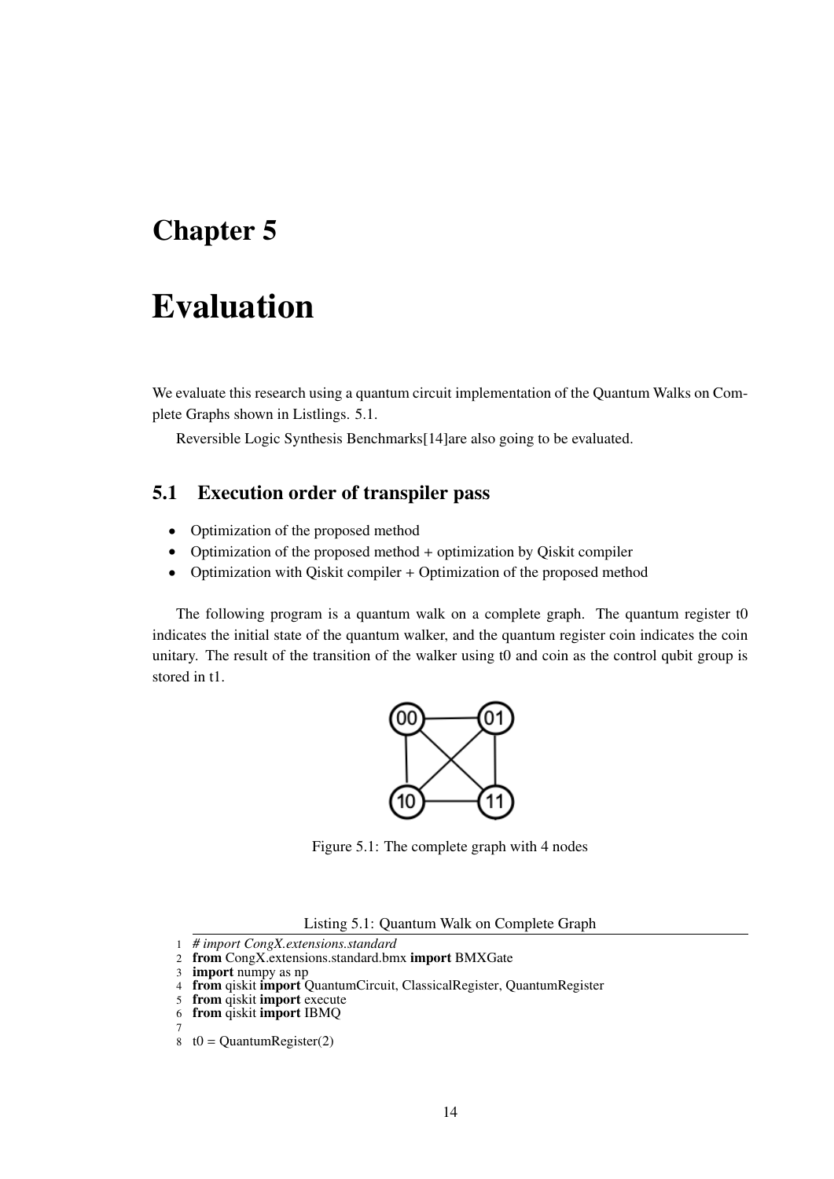# Chapter 5

# Evaluation

We evaluate this research using a quantum circuit implementation of the Quantum Walks on Complete Graphs shown in Listlings. 5.1.

Reversible Logic Synthesis Benchmarks[14]are also going to be evaluated.

## 5.1 Execution order of transpiler pass

- Optimization of the proposed method
- Optimization of the proposed method + optimization by Qiskit compiler
- Optimization with Qiskit compiler + Optimization of the proposed method

The following program is a quantum walk on a complete graph. The quantum register t0 indicates the initial state of the quantum walker, and the quantum register coin indicates the coin unitary. The result of the transition of the walker using t0 and coin as the control qubit group is stored in t1.

Figure 5.1: The complete graph with 4 nodes

Listing 5.1: Quantum Walk on Complete Graph

```
# import CongX.extensions.standard
from CongX.extensions.standard.bmx import BMXGate
import numpy as np
from qiskit import QuantumCircuit, ClassicalRegister, QuantumRegister
from qiskit import execute
from qiskit import IBMQ

t0 = QuantumRegister(2)
```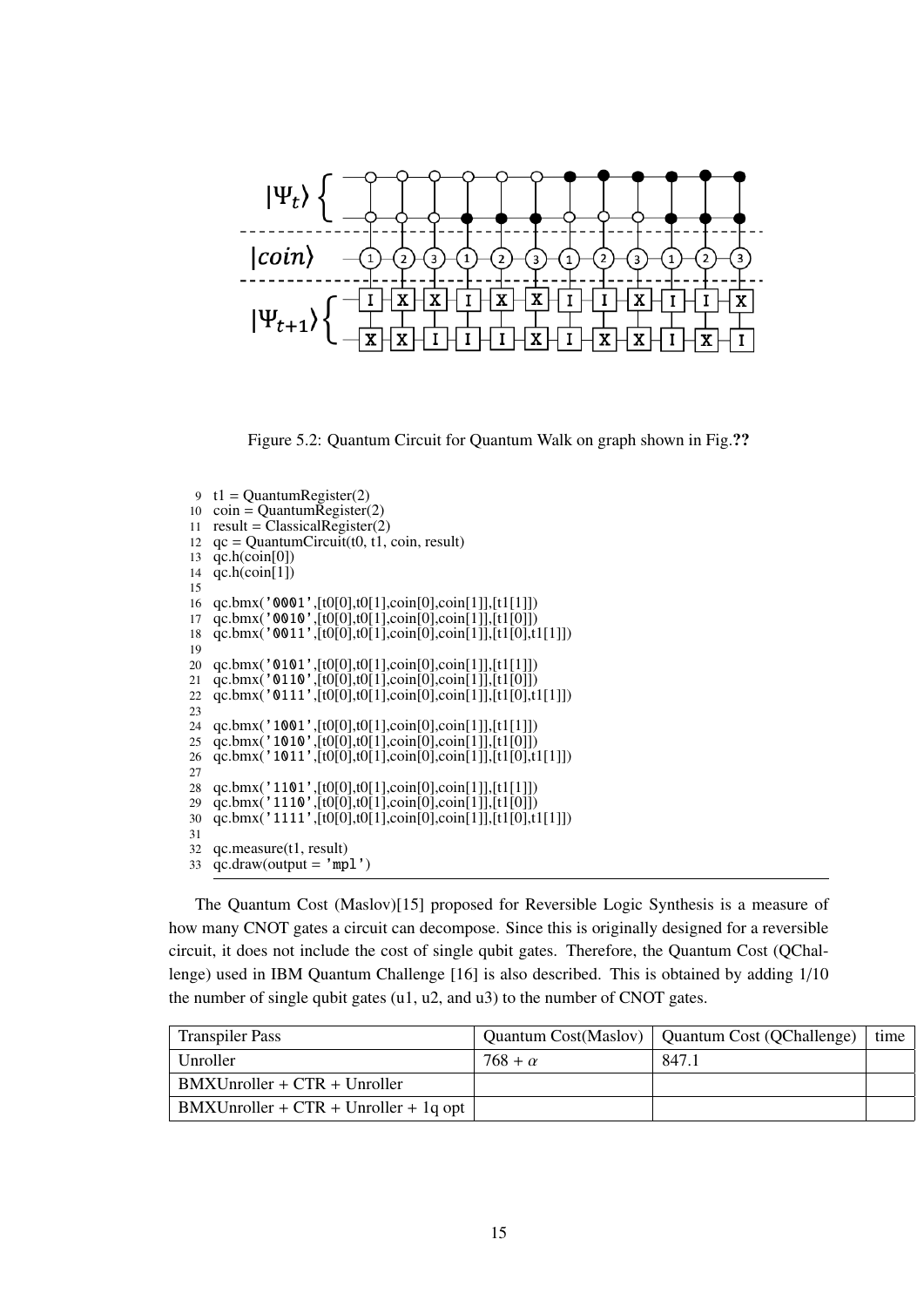Figure 5.2: Quantum Circuit for Quantum Walk on graph shown in Fig.??

```
9  t1 = QuantumRegister(2)
10 coin = QuantumRegister(2)
11 result = ClassicalRegister(2)
12 qc = QuantumCircuit(t0, t1, coin, result)
13 qc.h(coin[0])
14 qc.h(coin[1])
15
16 qc.bmx('0001',[t0[0],t0[1],coin[0],coin[1]],[t1[1]])
17 qc.bmx('0010',[t0[0],t0[1],coin[0],coin[1]],[t1[0]])
18 qc.bmx('0011',[t0[0],t0[1],coin[0],coin[1]],[t1[0],t1[1]])
19
20 qc.bmx('0101',[t0[0],t0[1],coin[0],coin[1]],[t1[1]])
21 qc.bmx('0110',[t0[0],t0[1],coin[0],coin[1]],[t1[0]])
22 qc.bmx('0111',[t0[0],t0[1],coin[0],coin[1]],[t1[0],t1[1]])
23
24 qc.bmx('1001',[t0[0],t0[1],coin[0],coin[1]],[t1[1]])
25 qc.bmx('1010',[t0[0],t0[1],coin[0],coin[1]],[t1[0]])
26 qc.bmx('1011',[t0[0],t0[1],coin[0],coin[1]],[t1[0],t1[1]])
27
28 qc.bmx('1101',[t0[0],t0[1],coin[0],coin[1]],[t1[1]])
29 qc.bmx('1110',[t0[0],t0[1],coin[0],coin[1]],[t1[0]])
30 qc.bmx('1111',[t0[0],t0[1],coin[0],coin[1]],[t1[0],t1[1]])
31
32 qc.measure(t1, result)
33 qc.draw(output = 'mpl')
```

The Quantum Cost (Maslov)[15] proposed for Reversible Logic Synthesis is a measure of how many CNOT gates a circuit can decompose. Since this is originally designed for a reversible circuit, it does not include the cost of single qubit gates. Therefore, the Quantum Cost (QChallenge) used in IBM Quantum Challenge [16] is also described. This is obtained by adding 1/10 the number of single qubit gates (u1, u2, and u3) to the number of CNOT gates.

| Transpiler Pass | Quantum Cost(Maslov) | Quantum Cost (QChallenge) | time |
|---|---|---|---|
| Unroller | $768 + \alpha$ | 847.1 | |
| BMXUnroller + CTR + Unroller | | | |
| BMXUnroller + CTR + Unroller + 1q opt | | | |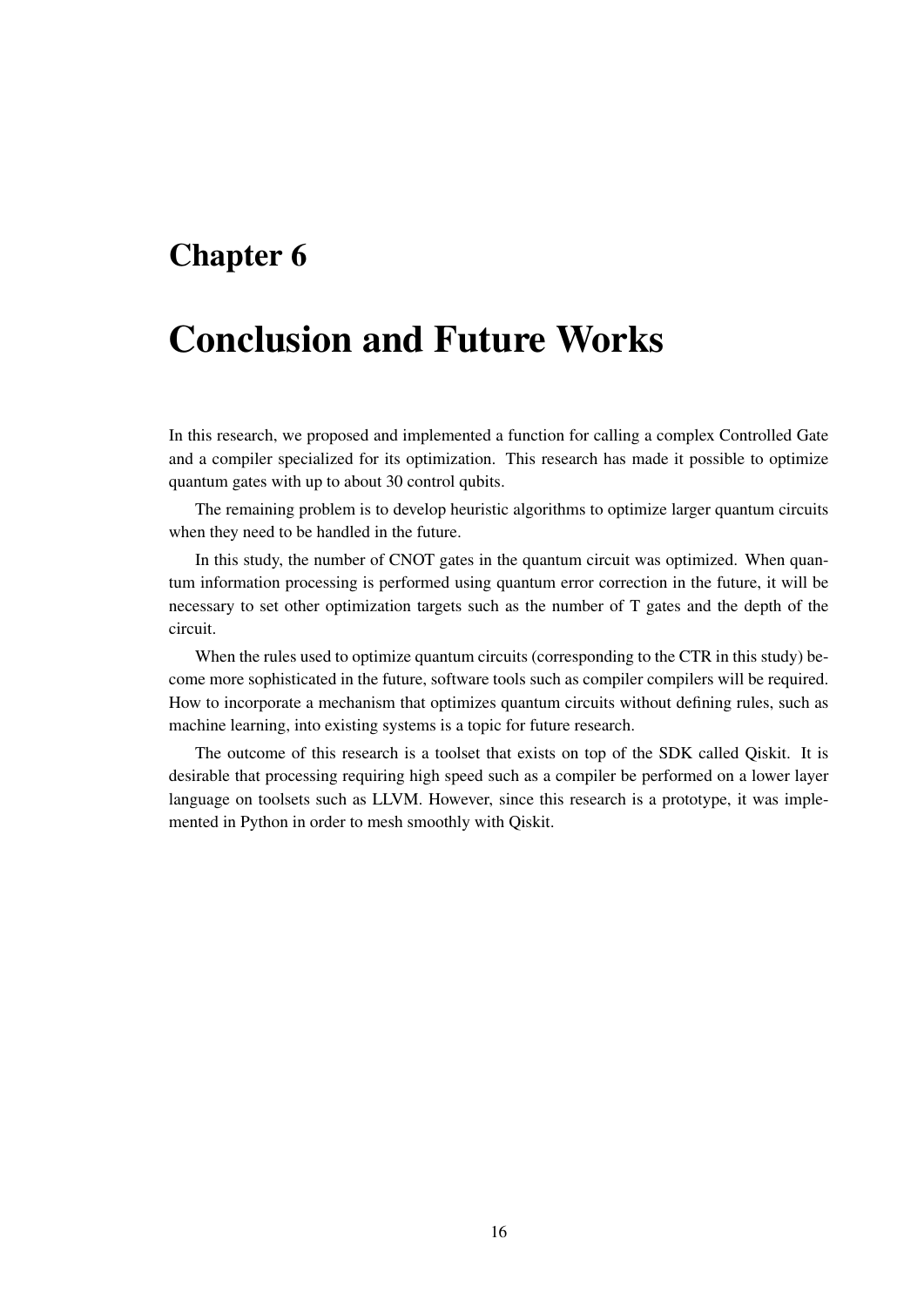# Chapter 6

# Conclusion and Future Works

In this research, we proposed and implemented a function for calling a complex Controlled Gate and a compiler specialized for its optimization. This research has made it possible to optimize quantum gates with up to about 30 control qubits.

The remaining problem is to develop heuristic algorithms to optimize larger quantum circuits when they need to be handled in the future.

In this study, the number of CNOT gates in the quantum circuit was optimized. When quantum information processing is performed using quantum error correction in the future, it will be necessary to set other optimization targets such as the number of T gates and the depth of the circuit.

When the rules used to optimize quantum circuits (corresponding to the CTR in this study) become more sophisticated in the future, software tools such as compiler compilers will be required. How to incorporate a mechanism that optimizes quantum circuits without defining rules, such as machine learning, into existing systems is a topic for future research.

The outcome of this research is a toolset that exists on top of the SDK called Qiskit. It is desirable that processing requiring high speed such as a compiler be performed on a lower layer language on toolsets such as LLVM. However, since this research is a prototype, it was implemented in Python in order to mesh smoothly with Qiskit.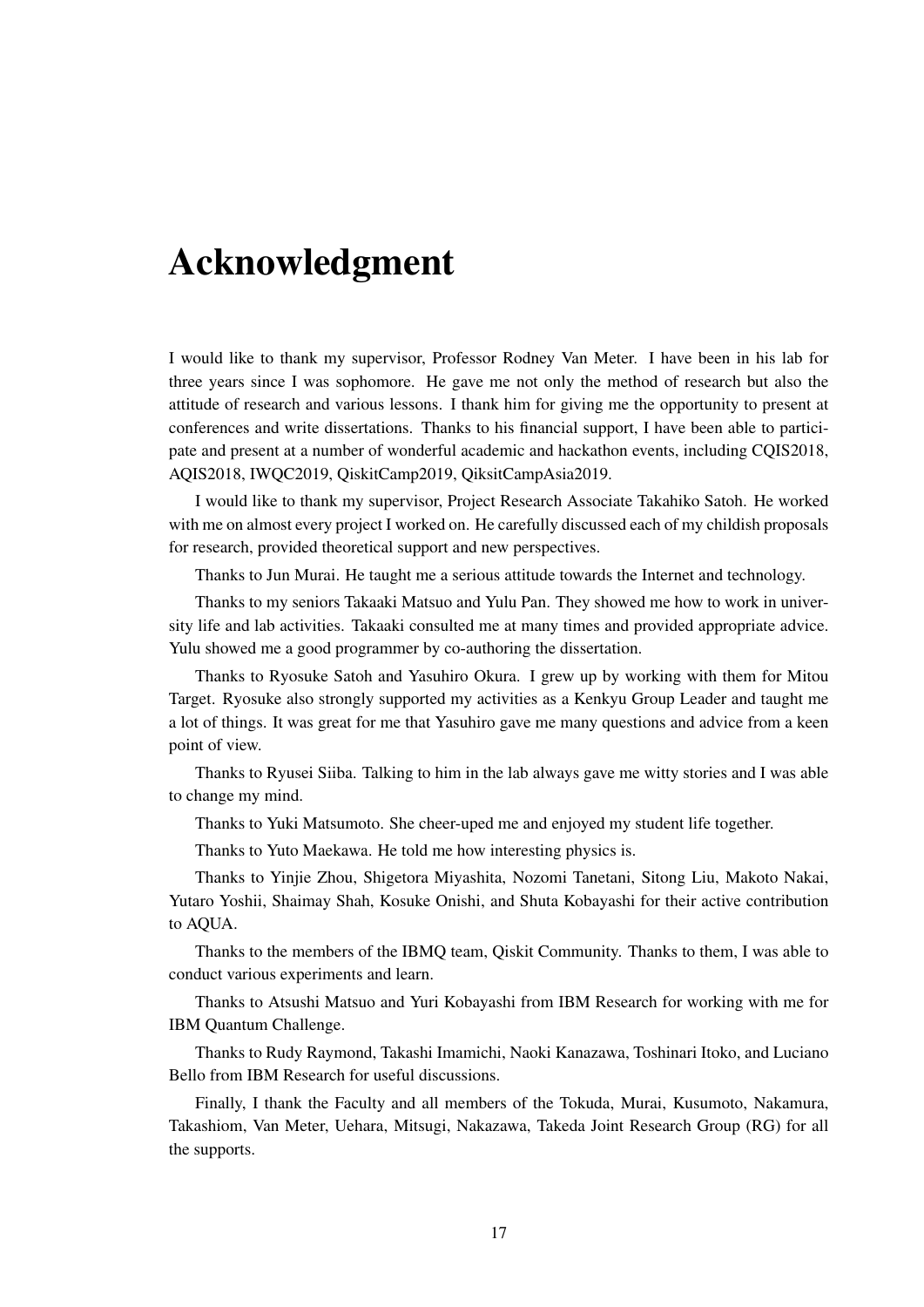# Acknowledgment

I would like to thank my supervisor, Professor Rodney Van Meter. I have been in his lab for three years since I was sophomore. He gave me not only the method of research but also the attitude of research and various lessons. I thank him for giving me the opportunity to present at conferences and write dissertations. Thanks to his financial support, I have been able to participate and present at a number of wonderful academic and hackathon events, including CQIS2018, AQIS2018, IWQC2019, QiskitCamp2019, QiksitCampAsia2019.

I would like to thank my supervisor, Project Research Associate Takahiko Satoh. He worked with me on almost every project I worked on. He carefully discussed each of my childish proposals for research, provided theoretical support and new perspectives.

Thanks to Jun Murai. He taught me a serious attitude towards the Internet and technology.

Thanks to my seniors Takaaki Matsuo and Yulu Pan. They showed me how to work in university life and lab activities. Takaaki consulted me at many times and provided appropriate advice. Yulu showed me a good programmer by co-authoring the dissertation.

Thanks to Ryosuke Satoh and Yasuhiro Okura. I grew up by working with them for Mitou Target. Ryosuke also strongly supported my activities as a Kenkyu Group Leader and taught me a lot of things. It was great for me that Yasuhiro gave me many questions and advice from a keen point of view.

Thanks to Ryusei Siiba. Talking to him in the lab always gave me witty stories and I was able to change my mind.

Thanks to Yuki Matsumoto. She cheer-uped me and enjoyed my student life together.

Thanks to Yuto Maekawa. He told me how interesting physics is.

Thanks to Yinjie Zhou, Shigetora Miyashita, Nozomi Tanetani, Sitong Liu, Makoto Nakai, Yutaro Yoshii, Shaimay Shah, Kosuke Onishi, and Shuta Kobayashi for their active contribution to AQUA.

Thanks to the members of the IBMQ team, Qiskit Community. Thanks to them, I was able to conduct various experiments and learn.

Thanks to Atsushi Matsuo and Yuri Kobayashi from IBM Research for working with me for IBM Quantum Challenge.

Thanks to Rudy Raymond, Takashi Imamichi, Naoki Kanazawa, Toshinari Itoko, and Luciano Bello from IBM Research for useful discussions.

Finally, I thank the Faculty and all members of the Tokuda, Murai, Kusumoto, Nakamura, Takashiom, Van Meter, Uehara, Mitsugi, Nakazawa, Takeda Joint Research Group (RG) for all the supports.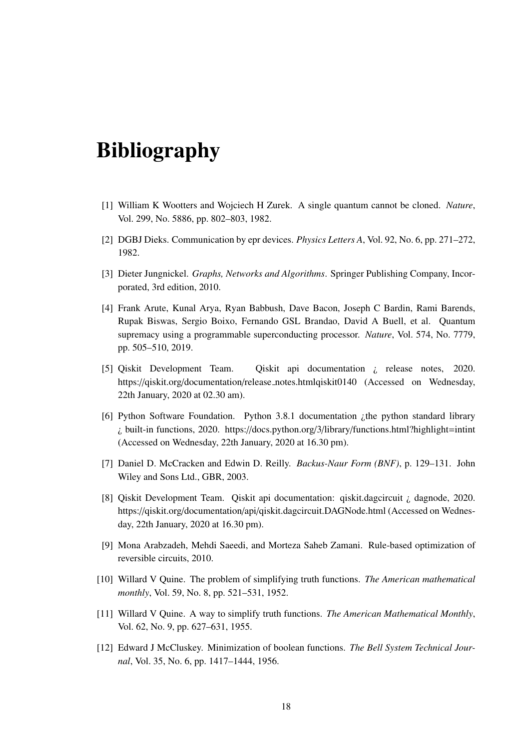# Bibliography

[1] William K Wootters and Wojciech H Zurek. A single quantum cannot be cloned. *Nature*, Vol. 299, No. 5886, pp. 802–803, 1982.

[2] DGBJ Dieks. Communication by epr devices. *Physics Letters A*, Vol. 92, No. 6, pp. 271–272, 1982.

[3] Dieter Jungnickel. *Graphs, Networks and Algorithms*. Springer Publishing Company, Incorporated, 3rd edition, 2010.

[4] Frank Arute, Kunal Arya, Ryan Babbush, Dave Bacon, Joseph C Bardin, Rami Barends, Rupak Biswas, Sergio Boixo, Fernando GSL Brandao, David A Buell, et al. Quantum supremacy using a programmable superconducting processor. *Nature*, Vol. 574, No. 7779, pp. 505–510, 2019.

[5] Qiskit Development Team. Qiskit api documentation ¿ release notes, 2020. https://qiskit.org/documentation/release_notes.htmlqiskit0140 (Accessed on Wednesday, 22th January, 2020 at 02.30 am).

[6] Python Software Foundation. Python 3.8.1 documentation ¿the python standard library ¿ built-in functions, 2020. https://docs.python.org/3/library/functions.html?highlight=intint (Accessed on Wednesday, 22th January, 2020 at 16.30 pm).

[7] Daniel D. McCracken and Edwin D. Reilly. *Backus-Naur Form (BNF)*, p. 129–131. John Wiley and Sons Ltd., GBR, 2003.

[8] Qiskit Development Team. Qiskit api documentation: qiskit.dagcircuit ¿ dagnode, 2020. https://qiskit.org/documentation/api/qiskit.dagcircuit.DAGNode.html (Accessed on Wednesday, 22th January, 2020 at 16.30 pm).

[9] Mona Arabzadeh, Mehdi Saeedi, and Morteza Saheb Zamani. Rule-based optimization of reversible circuits, 2010.

[10] Willard V Quine. The problem of simplifying truth functions. *The American mathematical monthly*, Vol. 59, No. 8, pp. 521–531, 1952.

[11] Willard V Quine. A way to simplify truth functions. *The American Mathematical Monthly*, Vol. 62, No. 9, pp. 627–631, 1955.

[12] Edward J McCluskey. Minimization of boolean functions. *The Bell System Technical Journal*, Vol. 35, No. 6, pp. 1417–1444, 1956.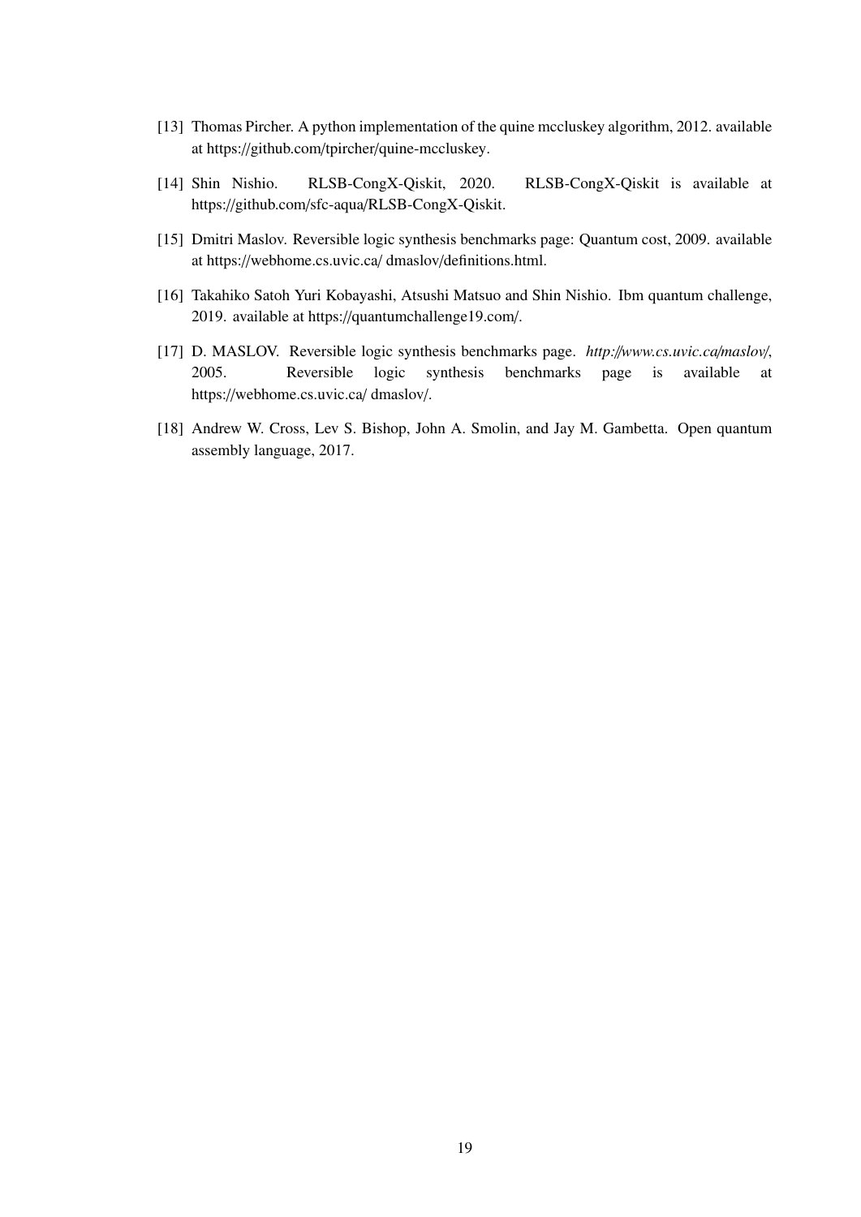[13] Thomas Pircher. A python implementation of the quine mccluskey algorithm, 2012. available at https://github.com/tpircher/quine-mccluskey.

[14] Shin Nishio. RLSB-CongX-Qiskit, 2020. RLSB-CongX-Qiskit is available at https://github.com/sfc-aqua/RLSB-CongX-Qiskit.

[15] Dmitri Maslov. Reversible logic synthesis benchmarks page: Quantum cost, 2009. available at https://webhome.cs.uvic.ca/ dmaslov/definitions.html.

[16] Takahiko Satoh Yuri Kobayashi, Atsushi Matsuo and Shin Nishio. Ibm quantum challenge, 2019. available at https://quantumchallenge19.com/.

[17] D. MASLOV. Reversible logic synthesis benchmarks page. *http://www.cs.uvic.ca/maslov/*, 2005. Reversible logic synthesis benchmarks page is available at https://webhome.cs.uvic.ca/ dmaslov/.

[18] Andrew W. Cross, Lev S. Bishop, John A. Smolin, and Jay M. Gambetta. Open quantum assembly language, 2017.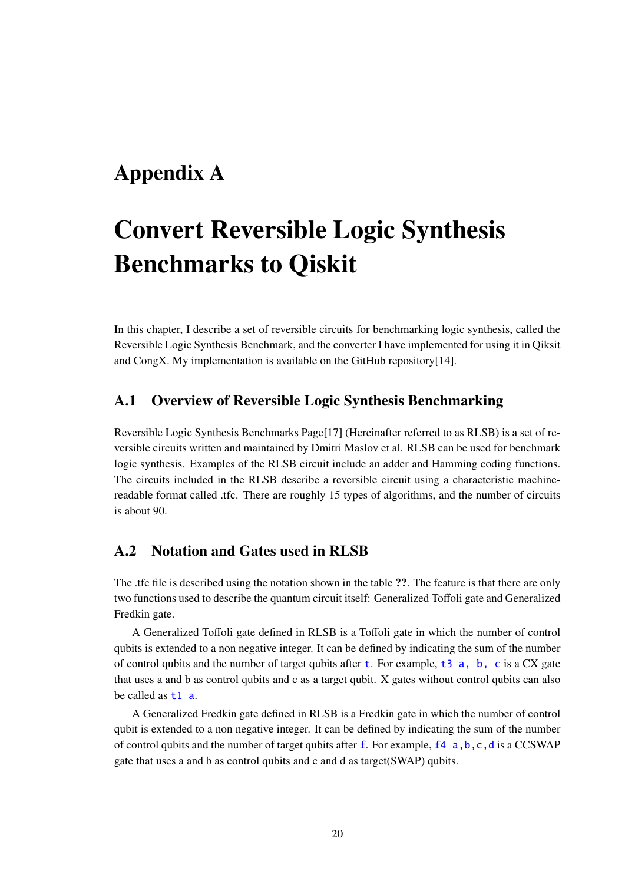# Appendix A

# Convert Reversible Logic Synthesis Benchmarks to Qiskit

In this chapter, I describe a set of reversible circuits for benchmarking logic synthesis, called the Reversible Logic Synthesis Benchmark, and the converter I have implemented for using it in Qiksit and CongX. My implementation is available on the GitHub repository[14].

## A.1 Overview of Reversible Logic Synthesis Benchmarking

Reversible Logic Synthesis Benchmarks Page[17] (Hereinafter referred to as RLSB) is a set of reversible circuits written and maintained by Dmitri Maslov et al. RLSB can be used for benchmark logic synthesis. Examples of the RLSB circuit include an adder and Hamming coding functions. The circuits included in the RLSB describe a reversible circuit using a characteristic machine-readable format called .tfc. There are roughly 15 types of algorithms, and the number of circuits is about 90.

## A.2 Notation and Gates used in RLSB

The .tfc file is described using the notation shown in the table **??**. The feature is that there are only two functions used to describe the quantum circuit itself: Generalized Toffoli gate and Generalized Fredkin gate.

A Generalized Toffoli gate defined in RLSB is a Toffoli gate in which the number of control qubits is extended to a non negative integer. It can be defined by indicating the sum of the number of control qubits and the number of target qubits after `t`. For example, `t3 a, b, c` is a CX gate that uses a and b as control qubits and c as a target qubit. X gates without control qubits can also be called as `t1 a`.

A Generalized Fredkin gate defined in RLSB is a Fredkin gate in which the number of control qubit is extended to a non negative integer. It can be defined by indicating the sum of the number of control qubits and the number of target qubits after `f`. For example, `f4 a,b,c,d` is a CCSWAP gate that uses a and b as control qubits and c and d as target(SWAP) qubits.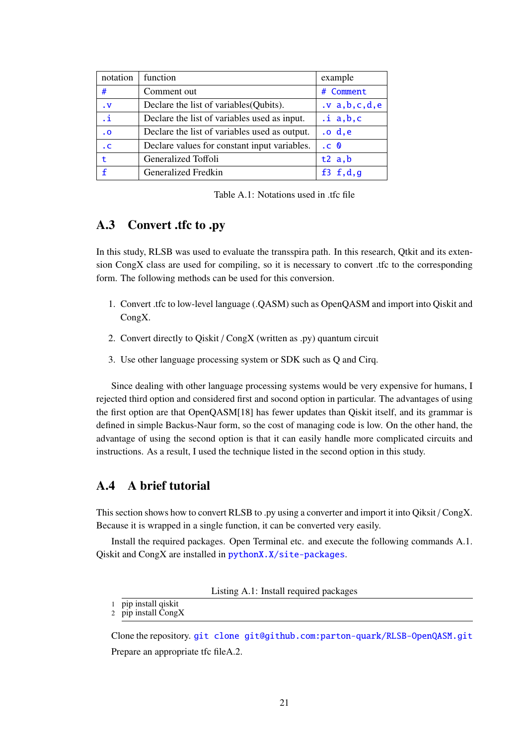| notation | function | example |
|---|---|---|
| `#` | Comment out | `# Comment` |
| `.v` | Declare the list of variables(Qubits). | `.v a,b,c,d,e` |
| `.i` | Declare the list of variables used as input. | `.i a,b,c` |
| `.o` | Declare the list of variables used as output. | `.o d,e` |
| `.c` | Declare values for constant input variables. | `.c 0` |
| `t` | Generalized Toffoli | `t2 a,b` |
| `f` | Generalized Fredkin | `f3 f,d,g` |

Table A.1: Notations used in .tfc file

## A.3 Convert .tfc to .py

In this study, RLSB was used to evaluate the transspira path. In this research, Qtkit and its extension CongX class are used for compiling, so it is necessary to convert .tfc to the corresponding form. The following methods can be used for this conversion.

1. Convert .tfc to low-level language (.QASM) such as OpenQASM and import into Qiskit and CongX.
2. Convert directly to Qiskit / CongX (written as .py) quantum circuit
3. Use other language processing system or SDK such as Q and Cirq.

Since dealing with other language processing systems would be very expensive for humans, I rejected third option and considered first and socond option in particular. The advantages of using the first option are that OpenQASM[18] has fewer updates than Qiskit itself, and its grammar is defined in simple Backus-Naur form, so the cost of managing code is low. On the other hand, the advantage of using the second option is that it can easily handle more complicated circuits and instructions. As a result, I used the technique listed in the second option in this study.

## A.4 A brief tutorial

This section shows how to convert RLSB to .py using a converter and import it into Qiksit / CongX. Because it is wrapped in a single function, it can be converted very easily.

Install the required packages. Open Terminal etc. and execute the following commands A.1. Qiskit and CongX are installed in `pythonX.X/site-packages`.

Listing A.1: Install required packages

```
pip install qiskit
pip install CongX
```

Clone the repository. `git clone git@github.com:parton-quark/RLSB-OpenQASM.git`

Prepare an appropriate tfc fileA.2.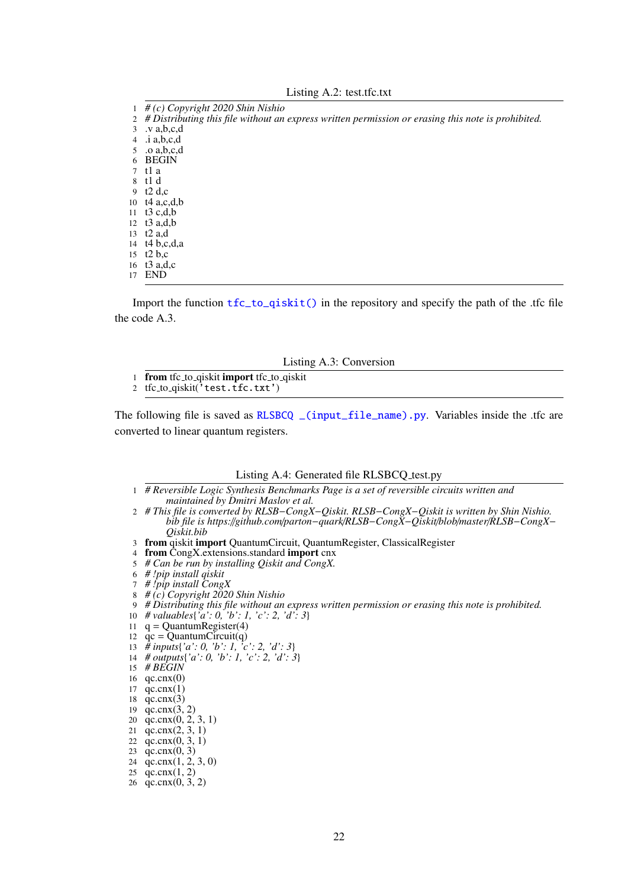Listing A.2: test.tfc.txt

```
# (c) Copyright 2020 Shin Nishio
# Distributing this file without an express written permission or erasing this note is prohibited.
.v a,b,c,d
.i a,b,c,d
.o a,b,c,d
BEGIN
t1 a
t1 d
t2 d,c
t4 a,c,d,b
t3 c,d,b
t3 a,d,b
t2 a,d
t4 b,c,d,a
t2 b,c
t3 a,d,c
END
```

Import the function `tfc_to_qiskit()` in the repository and specify the path of the .tfc file the code A.3.

Listing A.3: Conversion

```
from tfc_to_qiskit import tfc_to_qiskit
tfc_to_qiskit('test.tfc.txt')
```

The following file is saved as `RLSBCQ _(input_file_name).py`. Variables inside the .tfc are converted to linear quantum registers.

Listing A.4: Generated file RLSBCQ_test.py

```
# Reversible Logic Synthesis Benchmarks Page is a set of reversible circuits written and maintained by Dmitri Maslov et al.
# This file is converted by RLSB-CongX-Qiskit. RLSB-CongX-Qiskit is written by Shin Nishio. bib file is https://github.com/parton-quark/RLSB-CongX-Qiskit/blob/master/RLSB-CongX-Qiskit.bib
from qiskit import QuantumCircuit, QuantumRegister, ClassicalRegister
from CongX.extensions.standard import cnx
# Can be run by installing Qiskit and CongX.
# !pip install qiskit
# !pip install CongX
# (c) Copyright 2020 Shin Nishio
# Distributing this file without an express written permission or erasing this note is prohibited.
# valuables{'a': 0, 'b': 1, 'c': 2, 'd': 3}
q = QuantumRegister(4)
qc = QuantumCircuit(q)
# inputs{'a': 0, 'b': 1, 'c': 2, 'd': 3}
# outputs{'a': 0, 'b': 1, 'c': 2, 'd': 3}
# BEGIN
qc.cnx(0)
qc.cnx(1)
qc.cnx(3)
qc.cnx(3, 2)
qc.cnx(0, 2, 3, 1)
qc.cnx(2, 3, 1)
qc.cnx(0, 3, 1)
qc.cnx(0, 3)
qc.cnx(1, 2, 3, 0)
qc.cnx(1, 2)
qc.cnx(0, 3, 2)
```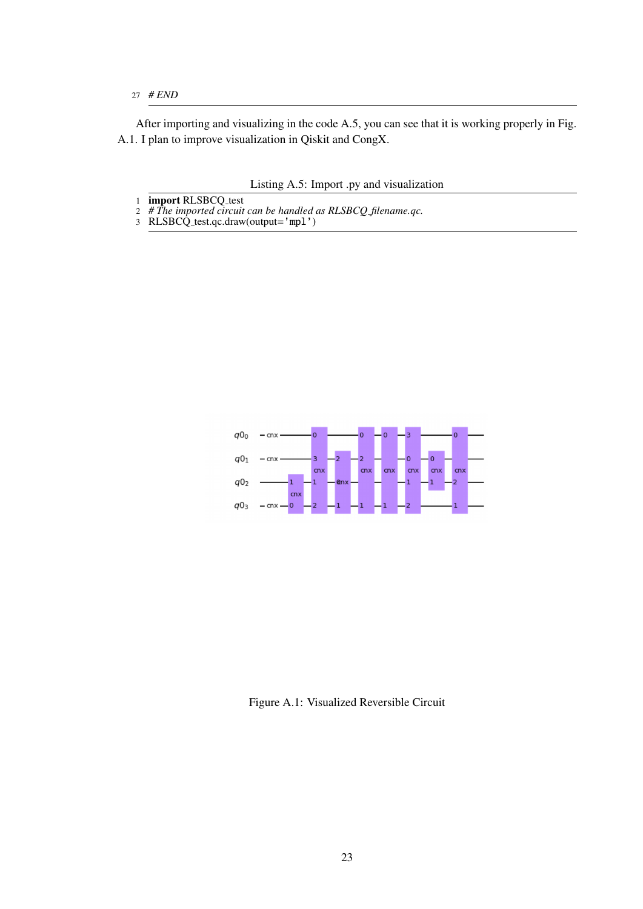```
27 # END
```

After importing and visualizing in the code A.5, you can see that it is working properly in Fig. A.1. I plan to improve visualization in Qiskit and CongX.

Listing A.5: Import .py and visualization

```
1 import RLSBCQ_test
2 # The imported circuit can be handled as RLSBCQ_filename.qc.
3 RLSBCQ_test.qc.draw(output='mpl')
```

q0$_0$
q0$_1$
q0$_2$
q0$_3$
cnx

Figure A.1: Visualized Reversible Circuit